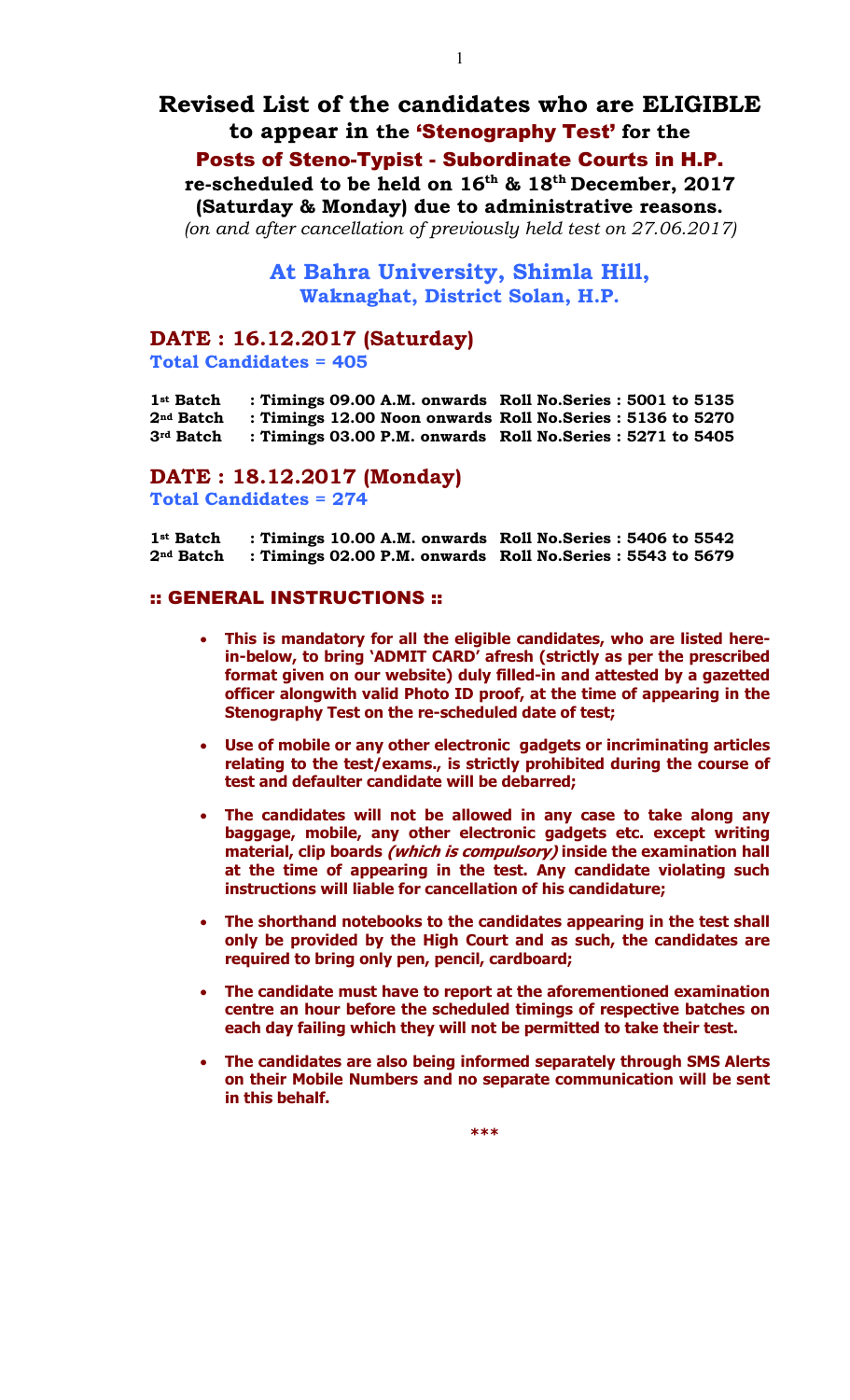# Revised List of the candidates who are ELIGIBLE to appear in the 'Stenography Test' for the Posts of Steno-Typist - Subordinate Courts in H.P. re-scheduled to be held on 16th & 18th December, 2017 (Saturday & Monday) due to administrative reasons.

*(on and after cancellation of previously held test on 27.06.2017)*

## At Bahra University, Shimla Hill, Waknaghat, District Solan, H.P.

## DATE : 16.12.2017 (Saturday)

**Total Candidates = 405**

| Batch | Timings | Roll No. Series |
|---|---|---|
| 1st Batch | : Timings 09.00 A.M. onwards | Roll No.Series : 5001 to 5135 |
| 2nd Batch | : Timings 12.00 Noon onwards | Roll No.Series : 5136 to 5270 |
| 3rd Batch | : Timings 03.00 P.M. onwards | Roll No.Series : 5271 to 5405 |

## DATE : 18.12.2017 (Monday)

**Total Candidates = 274**

| Batch | Timings | Roll No. Series |
|---|---|---|
| 1st Batch | : Timings 10.00 A.M. onwards | Roll No.Series : 5406 to 5542 |
| 2nd Batch | : Timings 02.00 P.M. onwards | Roll No.Series : 5543 to 5679 |

## :: GENERAL INSTRUCTIONS ::

- **This is mandatory for all the eligible candidates, who are listed here-in-below, to bring 'ADMIT CARD' afresh (strictly as per the prescribed format given on our website) duly filled-in and attested by a gazetted officer alongwith valid Photo ID proof, at the time of appearing in the Stenography Test on the re-scheduled date of test;**
- **Use of mobile or any other electronic gadgets or incriminating articles relating to the test/exams., is strictly prohibited during the course of test and defaulter candidate will be debarred;**
- **The candidates will not be allowed in any case to take along any baggage, mobile, any other electronic gadgets etc. except writing material, clip boards *(which is compulsory)* inside the examination hall at the time of appearing in the test. Any candidate violating such instructions will liable for cancellation of his candidature;**
- **The shorthand notebooks to the candidates appearing in the test shall only be provided by the High Court and as such, the candidates are required to bring only pen, pencil, cardboard;**
- **The candidate must have to report at the aforementioned examination centre an hour before the scheduled timings of respective batches on each day failing which they will not be permitted to take their test.**
- **The candidates are also being informed separately through SMS Alerts on their Mobile Numbers and no separate communication will be sent in this behalf.**

***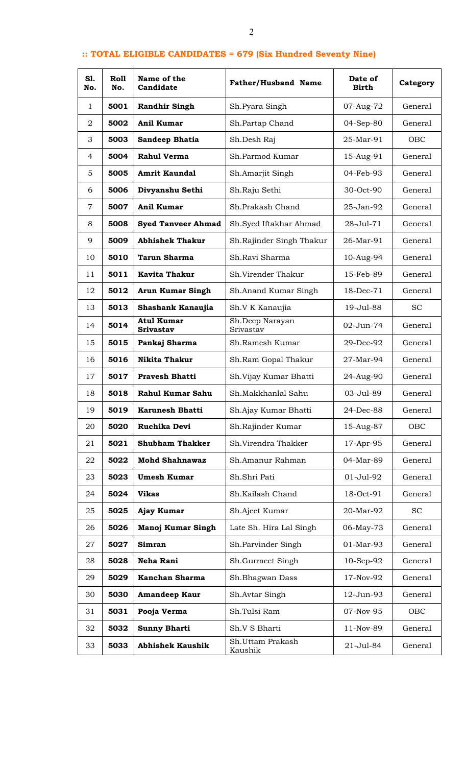**:: TOTAL ELIGIBLE CANDIDATES = 679 (Six Hundred Seventy Nine)**

| Sl. No. | Roll No. | Name of the Candidate | Father/Husband Name | Date of Birth | Category |
|---|---|---|---|---|---|
| 1 | **5001** | **Randhir Singh** | Sh.Pyara Singh | 07-Aug-72 | General |
| 2 | **5002** | **Anil Kumar** | Sh.Partap Chand | 04-Sep-80 | General |
| 3 | **5003** | **Sandeep Bhatia** | Sh.Desh Raj | 25-Mar-91 | OBC |
| 4 | **5004** | **Rahul Verma** | Sh.Parmod Kumar | 15-Aug-91 | General |
| 5 | **5005** | **Amrit Kaundal** | Sh.Amarjit Singh | 04-Feb-93 | General |
| 6 | **5006** | **Divyanshu Sethi** | Sh.Raju Sethi | 30-Oct-90 | General |
| 7 | **5007** | **Anil Kumar** | Sh.Prakash Chand | 25-Jan-92 | General |
| 8 | **5008** | **Syed Tanveer Ahmad** | Sh.Syed Iftakhar Ahmad | 28-Jul-71 | General |
| 9 | **5009** | **Abhishek Thakur** | Sh.Rajinder Singh Thakur | 26-Mar-91 | General |
| 10 | **5010** | **Tarun Sharma** | Sh.Ravi Sharma | 10-Aug-94 | General |
| 11 | **5011** | **Kavita Thakur** | Sh.Virender Thakur | 15-Feb-89 | General |
| 12 | **5012** | **Arun Kumar Singh** | Sh.Anand Kumar Singh | 18-Dec-71 | General |
| 13 | **5013** | **Shashank Kanaujia** | Sh.V K Kanaujia | 19-Jul-88 | SC |
| 14 | **5014** | **Atul Kumar Srivastav** | Sh.Deep Narayan Srivastav | 02-Jun-74 | General |
| 15 | **5015** | **Pankaj Sharma** | Sh.Ramesh Kumar | 29-Dec-92 | General |
| 16 | **5016** | **Nikita Thakur** | Sh.Ram Gopal Thakur | 27-Mar-94 | General |
| 17 | **5017** | **Pravesh Bhatti** | Sh.Vijay Kumar Bhatti | 24-Aug-90 | General |
| 18 | **5018** | **Rahul Kumar Sahu** | Sh.Makkhanlal Sahu | 03-Jul-89 | General |
| 19 | **5019** | **Karunesh Bhatti** | Sh.Ajay Kumar Bhatti | 24-Dec-88 | General |
| 20 | **5020** | **Ruchika Devi** | Sh.Rajinder Kumar | 15-Aug-87 | OBC |
| 21 | **5021** | **Shubham Thakker** | Sh.Virendra Thakker | 17-Apr-95 | General |
| 22 | **5022** | **Mohd Shahnawaz** | Sh.Amanur Rahman | 04-Mar-89 | General |
| 23 | **5023** | **Umesh Kumar** | Sh.Shri Pati | 01-Jul-92 | General |
| 24 | **5024** | **Vikas** | Sh.Kailash Chand | 18-Oct-91 | General |
| 25 | **5025** | **Ajay Kumar** | Sh.Ajeet Kumar | 20-Mar-92 | SC |
| 26 | **5026** | **Manoj Kumar Singh** | Late Sh. Hira Lal Singh | 06-May-73 | General |
| 27 | **5027** | **Simran** | Sh.Parvinder Singh | 01-Mar-93 | General |
| 28 | **5028** | **Neha Rani** | Sh.Gurmeet Singh | 10-Sep-92 | General |
| 29 | **5029** | **Kanchan Sharma** | Sh.Bhagwan Dass | 17-Nov-92 | General |
| 30 | **5030** | **Amandeep Kaur** | Sh.Avtar Singh | 12-Jun-93 | General |
| 31 | **5031** | **Pooja Verma** | Sh.Tulsi Ram | 07-Nov-95 | OBC |
| 32 | **5032** | **Sunny Bharti** | Sh.V S Bharti | 11-Nov-89 | General |
| 33 | **5033** | **Abhishek Kaushik** | Sh.Uttam Prakash Kaushik | 21-Jul-84 | General |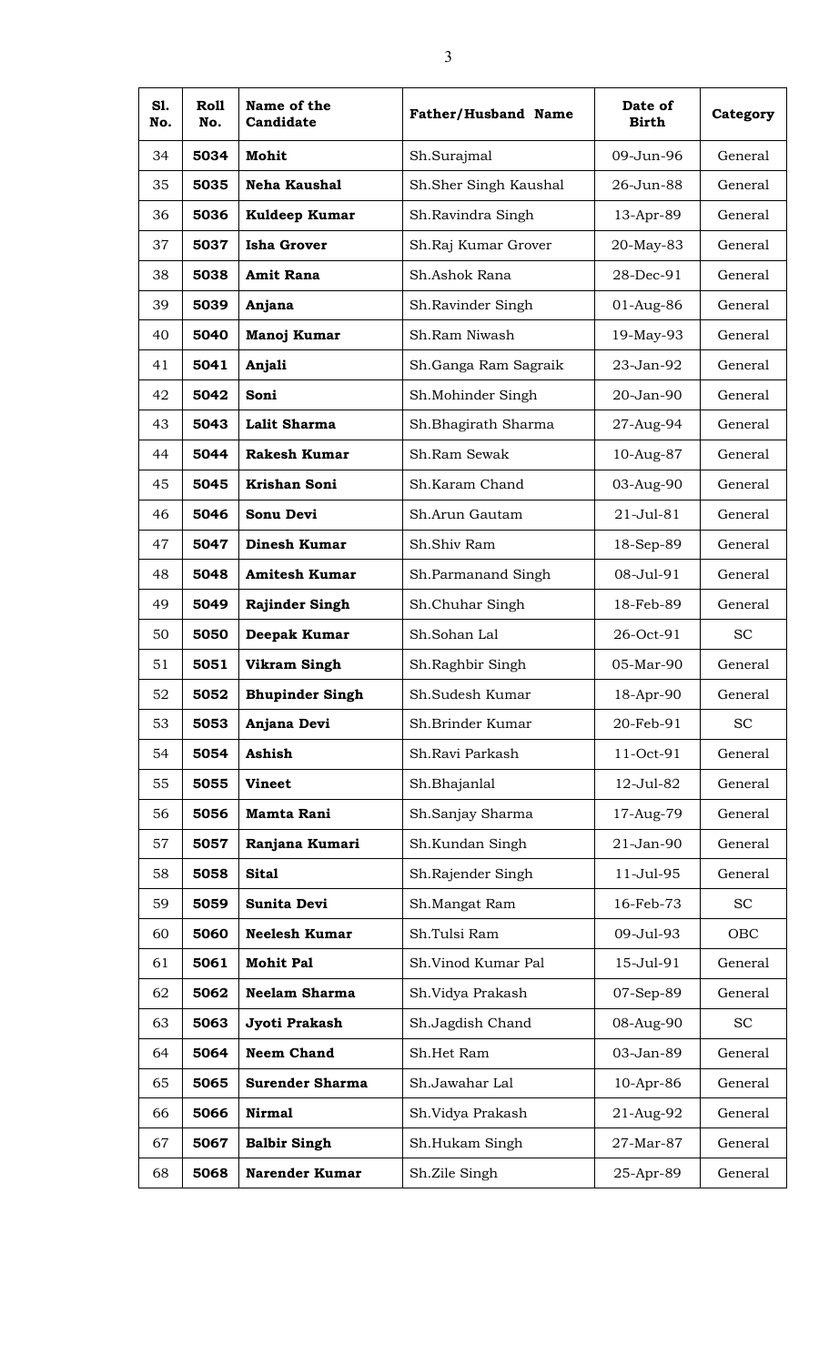| Sl. No. | Roll No. | Name of the Candidate | Father/Husband Name | Date of Birth | Category |
|---|---|---|---|---|---|
| 34 | **5034** | **Mohit** | Sh.Surajmal | 09-Jun-96 | General |
| 35 | **5035** | **Neha Kaushal** | Sh.Sher Singh Kaushal | 26-Jun-88 | General |
| 36 | **5036** | **Kuldeep Kumar** | Sh.Ravindra Singh | 13-Apr-89 | General |
| 37 | **5037** | **Isha Grover** | Sh.Raj Kumar Grover | 20-May-83 | General |
| 38 | **5038** | **Amit Rana** | Sh.Ashok Rana | 28-Dec-91 | General |
| 39 | **5039** | **Anjana** | Sh.Ravinder Singh | 01-Aug-86 | General |
| 40 | **5040** | **Manoj Kumar** | Sh.Ram Niwash | 19-May-93 | General |
| 41 | **5041** | **Anjali** | Sh.Ganga Ram Sagraik | 23-Jan-92 | General |
| 42 | **5042** | **Soni** | Sh.Mohinder Singh | 20-Jan-90 | General |
| 43 | **5043** | **Lalit Sharma** | Sh.Bhagirath Sharma | 27-Aug-94 | General |
| 44 | **5044** | **Rakesh Kumar** | Sh.Ram Sewak | 10-Aug-87 | General |
| 45 | **5045** | **Krishan Soni** | Sh.Karam Chand | 03-Aug-90 | General |
| 46 | **5046** | **Sonu Devi** | Sh.Arun Gautam | 21-Jul-81 | General |
| 47 | **5047** | **Dinesh Kumar** | Sh.Shiv Ram | 18-Sep-89 | General |
| 48 | **5048** | **Amitesh Kumar** | Sh.Parmanand Singh | 08-Jul-91 | General |
| 49 | **5049** | **Rajinder Singh** | Sh.Chuhar Singh | 18-Feb-89 | General |
| 50 | **5050** | **Deepak Kumar** | Sh.Sohan Lal | 26-Oct-91 | SC |
| 51 | **5051** | **Vikram Singh** | Sh.Raghbir Singh | 05-Mar-90 | General |
| 52 | **5052** | **Bhupinder Singh** | Sh.Sudesh Kumar | 18-Apr-90 | General |
| 53 | **5053** | **Anjana Devi** | Sh.Brinder Kumar | 20-Feb-91 | SC |
| 54 | **5054** | **Ashish** | Sh.Ravi Parkash | 11-Oct-91 | General |
| 55 | **5055** | **Vineet** | Sh.Bhajanlal | 12-Jul-82 | General |
| 56 | **5056** | **Mamta Rani** | Sh.Sanjay Sharma | 17-Aug-79 | General |
| 57 | **5057** | **Ranjana Kumari** | Sh.Kundan Singh | 21-Jan-90 | General |
| 58 | **5058** | **Sital** | Sh.Rajender Singh | 11-Jul-95 | General |
| 59 | **5059** | **Sunita Devi** | Sh.Mangat Ram | 16-Feb-73 | SC |
| 60 | **5060** | **Neelesh Kumar** | Sh.Tulsi Ram | 09-Jul-93 | OBC |
| 61 | **5061** | **Mohit Pal** | Sh.Vinod Kumar Pal | 15-Jul-91 | General |
| 62 | **5062** | **Neelam Sharma** | Sh.Vidya Prakash | 07-Sep-89 | General |
| 63 | **5063** | **Jyoti Prakash** | Sh.Jagdish Chand | 08-Aug-90 | SC |
| 64 | **5064** | **Neem Chand** | Sh.Het Ram | 03-Jan-89 | General |
| 65 | **5065** | **Surender Sharma** | Sh.Jawahar Lal | 10-Apr-86 | General |
| 66 | **5066** | **Nirmal** | Sh.Vidya Prakash | 21-Aug-92 | General |
| 67 | **5067** | **Balbir Singh** | Sh.Hukam Singh | 27-Mar-87 | General |
| 68 | **5068** | **Narender Kumar** | Sh.Zile Singh | 25-Apr-89 | General |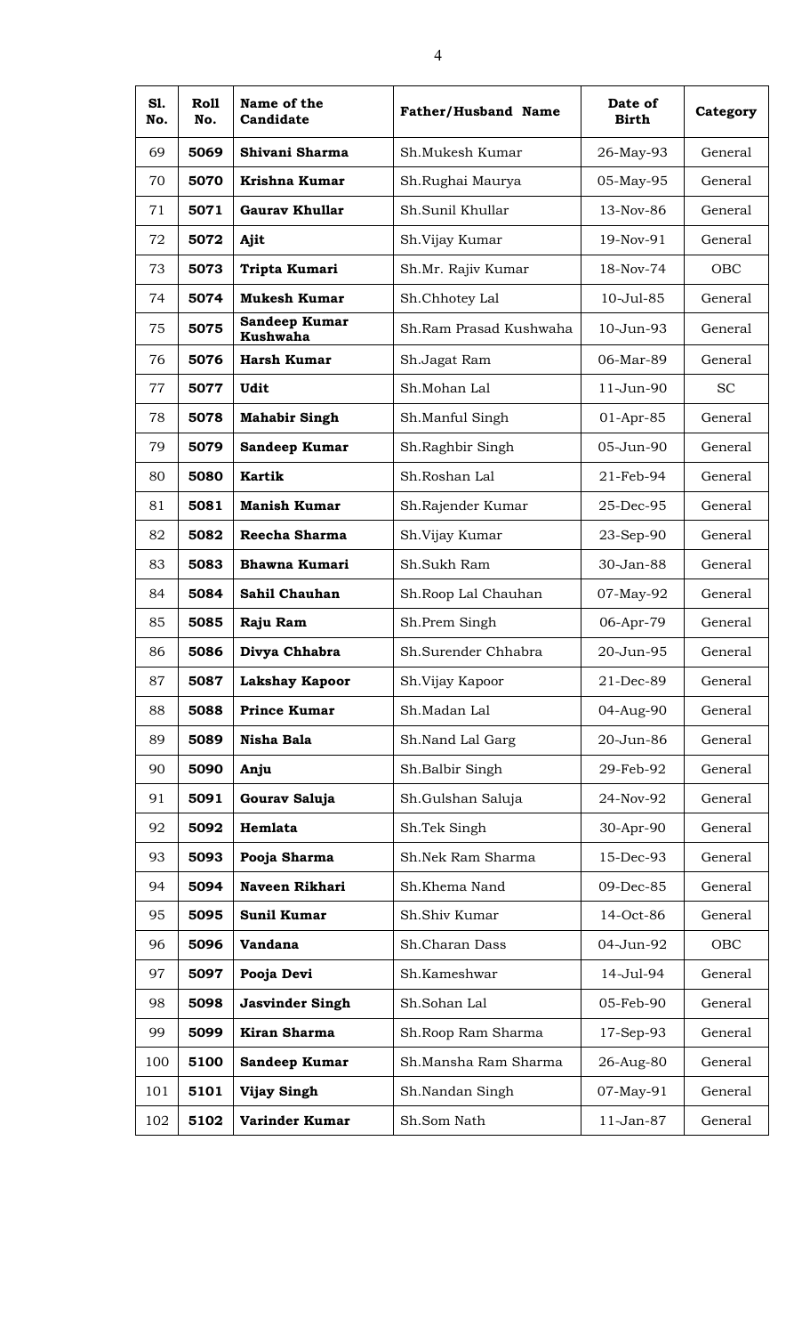| Sl. No. | Roll No. | Name of the Candidate | Father/Husband Name | Date of Birth | Category |
|---|---|---|---|---|---|
| 69 | **5069** | **Shivani Sharma** | Sh.Mukesh Kumar | 26-May-93 | General |
| 70 | **5070** | **Krishna Kumar** | Sh.Rughai Maurya | 05-May-95 | General |
| 71 | **5071** | **Gaurav Khullar** | Sh.Sunil Khullar | 13-Nov-86 | General |
| 72 | **5072** | **Ajit** | Sh.Vijay Kumar | 19-Nov-91 | General |
| 73 | **5073** | **Tripta Kumari** | Sh.Mr. Rajiv Kumar | 18-Nov-74 | OBC |
| 74 | **5074** | **Mukesh Kumar** | Sh.Chhotey Lal | 10-Jul-85 | General |
| 75 | **5075** | **Sandeep Kumar Kushwaha** | Sh.Ram Prasad Kushwaha | 10-Jun-93 | General |
| 76 | **5076** | **Harsh Kumar** | Sh.Jagat Ram | 06-Mar-89 | General |
| 77 | **5077** | **Udit** | Sh.Mohan Lal | 11-Jun-90 | SC |
| 78 | **5078** | **Mahabir Singh** | Sh.Manful Singh | 01-Apr-85 | General |
| 79 | **5079** | **Sandeep Kumar** | Sh.Raghbir Singh | 05-Jun-90 | General |
| 80 | **5080** | **Kartik** | Sh.Roshan Lal | 21-Feb-94 | General |
| 81 | **5081** | **Manish Kumar** | Sh.Rajender Kumar | 25-Dec-95 | General |
| 82 | **5082** | **Reecha Sharma** | Sh.Vijay Kumar | 23-Sep-90 | General |
| 83 | **5083** | **Bhawna Kumari** | Sh.Sukh Ram | 30-Jan-88 | General |
| 84 | **5084** | **Sahil Chauhan** | Sh.Roop Lal Chauhan | 07-May-92 | General |
| 85 | **5085** | **Raju Ram** | Sh.Prem Singh | 06-Apr-79 | General |
| 86 | **5086** | **Divya Chhabra** | Sh.Surender Chhabra | 20-Jun-95 | General |
| 87 | **5087** | **Lakshay Kapoor** | Sh.Vijay Kapoor | 21-Dec-89 | General |
| 88 | **5088** | **Prince Kumar** | Sh.Madan Lal | 04-Aug-90 | General |
| 89 | **5089** | **Nisha Bala** | Sh.Nand Lal Garg | 20-Jun-86 | General |
| 90 | **5090** | **Anju** | Sh.Balbir Singh | 29-Feb-92 | General |
| 91 | **5091** | **Gourav Saluja** | Sh.Gulshan Saluja | 24-Nov-92 | General |
| 92 | **5092** | **Hemlata** | Sh.Tek Singh | 30-Apr-90 | General |
| 93 | **5093** | **Pooja Sharma** | Sh.Nek Ram Sharma | 15-Dec-93 | General |
| 94 | **5094** | **Naveen Rikhari** | Sh.Khema Nand | 09-Dec-85 | General |
| 95 | **5095** | **Sunil Kumar** | Sh.Shiv Kumar | 14-Oct-86 | General |
| 96 | **5096** | **Vandana** | Sh.Charan Dass | 04-Jun-92 | OBC |
| 97 | **5097** | **Pooja Devi** | Sh.Kameshwar | 14-Jul-94 | General |
| 98 | **5098** | **Jasvinder Singh** | Sh.Sohan Lal | 05-Feb-90 | General |
| 99 | **5099** | **Kiran Sharma** | Sh.Roop Ram Sharma | 17-Sep-93 | General |
| 100 | **5100** | **Sandeep Kumar** | Sh.Mansha Ram Sharma | 26-Aug-80 | General |
| 101 | **5101** | **Vijay Singh** | Sh.Nandan Singh | 07-May-91 | General |
| 102 | **5102** | **Varinder Kumar** | Sh.Som Nath | 11-Jan-87 | General |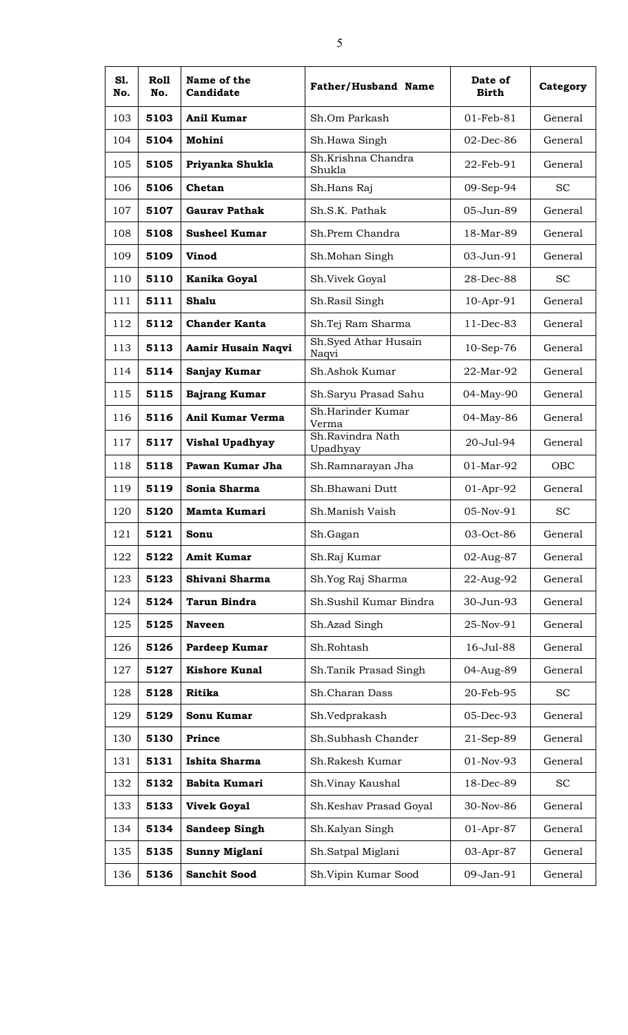| Sl. No. | Roll No. | Name of the Candidate | Father/Husband Name | Date of Birth | Category |
|---|---|---|---|---|---|
| 103 | **5103** | **Anil Kumar** | Sh.Om Parkash | 01-Feb-81 | General |
| 104 | **5104** | **Mohini** | Sh.Hawa Singh | 02-Dec-86 | General |
| 105 | **5105** | **Priyanka Shukla** | Sh.Krishna Chandra Shukla | 22-Feb-91 | General |
| 106 | **5106** | **Chetan** | Sh.Hans Raj | 09-Sep-94 | SC |
| 107 | **5107** | **Gaurav Pathak** | Sh.S.K. Pathak | 05-Jun-89 | General |
| 108 | **5108** | **Susheel Kumar** | Sh.Prem Chandra | 18-Mar-89 | General |
| 109 | **5109** | **Vinod** | Sh.Mohan Singh | 03-Jun-91 | General |
| 110 | **5110** | **Kanika Goyal** | Sh.Vivek Goyal | 28-Dec-88 | SC |
| 111 | **5111** | **Shalu** | Sh.Rasil Singh | 10-Apr-91 | General |
| 112 | **5112** | **Chander Kanta** | Sh.Tej Ram Sharma | 11-Dec-83 | General |
| 113 | **5113** | **Aamir Husain Naqvi** | Sh.Syed Athar Husain Naqvi | 10-Sep-76 | General |
| 114 | **5114** | **Sanjay Kumar** | Sh.Ashok Kumar | 22-Mar-92 | General |
| 115 | **5115** | **Bajrang Kumar** | Sh.Saryu Prasad Sahu | 04-May-90 | General |
| 116 | **5116** | **Anil Kumar Verma** | Sh.Harinder Kumar Verma | 04-May-86 | General |
| 117 | **5117** | **Vishal Upadhyay** | Sh.Ravindra Nath Upadhyay | 20-Jul-94 | General |
| 118 | **5118** | **Pawan Kumar Jha** | Sh.Ramnarayan Jha | 01-Mar-92 | OBC |
| 119 | **5119** | **Sonia Sharma** | Sh.Bhawani Dutt | 01-Apr-92 | General |
| 120 | **5120** | **Mamta Kumari** | Sh.Manish Vaish | 05-Nov-91 | SC |
| 121 | **5121** | **Sonu** | Sh.Gagan | 03-Oct-86 | General |
| 122 | **5122** | **Amit Kumar** | Sh.Raj Kumar | 02-Aug-87 | General |
| 123 | **5123** | **Shivani Sharma** | Sh.Yog Raj Sharma | 22-Aug-92 | General |
| 124 | **5124** | **Tarun Bindra** | Sh.Sushil Kumar Bindra | 30-Jun-93 | General |
| 125 | **5125** | **Naveen** | Sh.Azad Singh | 25-Nov-91 | General |
| 126 | **5126** | **Pardeep Kumar** | Sh.Rohtash | 16-Jul-88 | General |
| 127 | **5127** | **Kishore Kunal** | Sh.Tanik Prasad Singh | 04-Aug-89 | General |
| 128 | **5128** | **Ritika** | Sh.Charan Dass | 20-Feb-95 | SC |
| 129 | **5129** | **Sonu Kumar** | Sh.Vedprakash | 05-Dec-93 | General |
| 130 | **5130** | **Prince** | Sh.Subhash Chander | 21-Sep-89 | General |
| 131 | **5131** | **Ishita Sharma** | Sh.Rakesh Kumar | 01-Nov-93 | General |
| 132 | **5132** | **Babita Kumari** | Sh.Vinay Kaushal | 18-Dec-89 | SC |
| 133 | **5133** | **Vivek Goyal** | Sh.Keshav Prasad Goyal | 30-Nov-86 | General |
| 134 | **5134** | **Sandeep Singh** | Sh.Kalyan Singh | 01-Apr-87 | General |
| 135 | **5135** | **Sunny Miglani** | Sh.Satpal Miglani | 03-Apr-87 | General |
| 136 | **5136** | **Sanchit Sood** | Sh.Vipin Kumar Sood | 09-Jan-91 | General |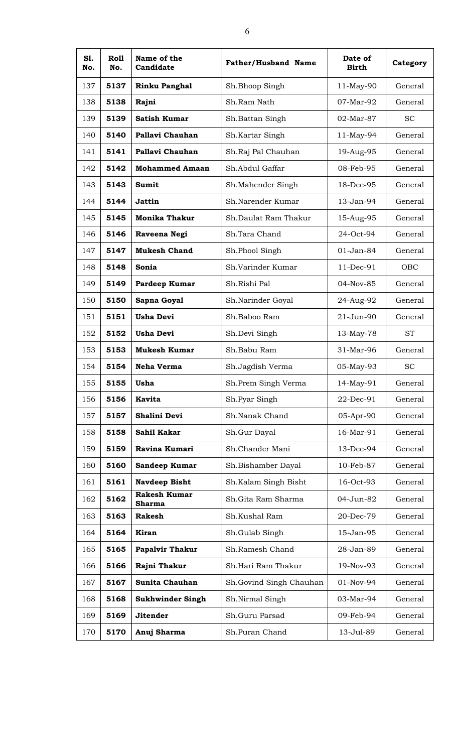| Sl. No. | Roll No. | Name of the Candidate | Father/Husband Name | Date of Birth | Category |
|---|---|---|---|---|---|
| 137 | **5137** | **Rinku Panghal** | Sh.Bhoop Singh | 11-May-90 | General |
| 138 | **5138** | **Rajni** | Sh.Ram Nath | 07-Mar-92 | General |
| 139 | **5139** | **Satish Kumar** | Sh.Battan Singh | 02-Mar-87 | SC |
| 140 | **5140** | **Pallavi Chauhan** | Sh.Kartar Singh | 11-May-94 | General |
| 141 | **5141** | **Pallavi Chauhan** | Sh.Raj Pal Chauhan | 19-Aug-95 | General |
| 142 | **5142** | **Mohammed Amaan** | Sh.Abdul Gaffar | 08-Feb-95 | General |
| 143 | **5143** | **Sumit** | Sh.Mahender Singh | 18-Dec-95 | General |
| 144 | **5144** | **Jattin** | Sh.Narender Kumar | 13-Jan-94 | General |
| 145 | **5145** | **Monika Thakur** | Sh.Daulat Ram Thakur | 15-Aug-95 | General |
| 146 | **5146** | **Raveena Negi** | Sh.Tara Chand | 24-Oct-94 | General |
| 147 | **5147** | **Mukesh Chand** | Sh.Phool Singh | 01-Jan-84 | General |
| 148 | **5148** | **Sonia** | Sh.Varinder Kumar | 11-Dec-91 | OBC |
| 149 | **5149** | **Pardeep Kumar** | Sh.Rishi Pal | 04-Nov-85 | General |
| 150 | **5150** | **Sapna Goyal** | Sh.Narinder Goyal | 24-Aug-92 | General |
| 151 | **5151** | **Usha Devi** | Sh.Baboo Ram | 21-Jun-90 | General |
| 152 | **5152** | **Usha Devi** | Sh.Devi Singh | 13-May-78 | ST |
| 153 | **5153** | **Mukesh Kumar** | Sh.Babu Ram | 31-Mar-96 | General |
| 154 | **5154** | **Neha Verma** | Sh.Jagdish Verma | 05-May-93 | SC |
| 155 | **5155** | **Usha** | Sh.Prem Singh Verma | 14-May-91 | General |
| 156 | **5156** | **Kavita** | Sh.Pyar Singh | 22-Dec-91 | General |
| 157 | **5157** | **Shalini Devi** | Sh.Nanak Chand | 05-Apr-90 | General |
| 158 | **5158** | **Sahil Kakar** | Sh.Gur Dayal | 16-Mar-91 | General |
| 159 | **5159** | **Ravina Kumari** | Sh.Chander Mani | 13-Dec-94 | General |
| 160 | **5160** | **Sandeep Kumar** | Sh.Bishamber Dayal | 10-Feb-87 | General |
| 161 | **5161** | **Navdeep Bisht** | Sh.Kalam Singh Bisht | 16-Oct-93 | General |
| 162 | **5162** | **Rakesh Kumar Sharma** | Sh.Gita Ram Sharma | 04-Jun-82 | General |
| 163 | **5163** | **Rakesh** | Sh.Kushal Ram | 20-Dec-79 | General |
| 164 | **5164** | **Kiran** | Sh.Gulab Singh | 15-Jan-95 | General |
| 165 | **5165** | **Papalvir Thakur** | Sh.Ramesh Chand | 28-Jan-89 | General |
| 166 | **5166** | **Rajni Thakur** | Sh.Hari Ram Thakur | 19-Nov-93 | General |
| 167 | **5167** | **Sunita Chauhan** | Sh.Govind Singh Chauhan | 01-Nov-94 | General |
| 168 | **5168** | **Sukhwinder Singh** | Sh.Nirmal Singh | 03-Mar-94 | General |
| 169 | **5169** | **Jitender** | Sh.Guru Parsad | 09-Feb-94 | General |
| 170 | **5170** | **Anuj Sharma** | Sh.Puran Chand | 13-Jul-89 | General |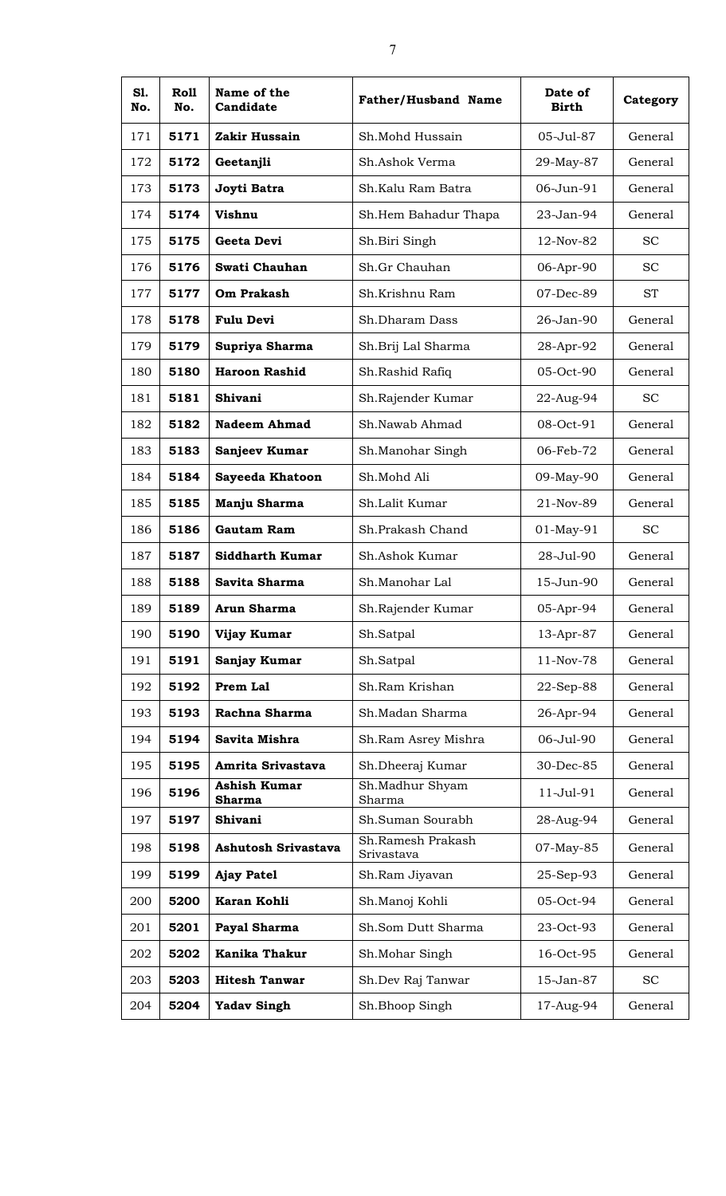| Sl. No. | Roll No. | Name of the Candidate | Father/Husband Name | Date of Birth | Category |
|---|---|---|---|---|---|
| 171 | **5171** | **Zakir Hussain** | Sh.Mohd Hussain | 05-Jul-87 | General |
| 172 | **5172** | **Geetanjli** | Sh.Ashok Verma | 29-May-87 | General |
| 173 | **5173** | **Joyti Batra** | Sh.Kalu Ram Batra | 06-Jun-91 | General |
| 174 | **5174** | **Vishnu** | Sh.Hem Bahadur Thapa | 23-Jan-94 | General |
| 175 | **5175** | **Geeta Devi** | Sh.Biri Singh | 12-Nov-82 | SC |
| 176 | **5176** | **Swati Chauhan** | Sh.Gr Chauhan | 06-Apr-90 | SC |
| 177 | **5177** | **Om Prakash** | Sh.Krishnu Ram | 07-Dec-89 | ST |
| 178 | **5178** | **Fulu Devi** | Sh.Dharam Dass | 26-Jan-90 | General |
| 179 | **5179** | **Supriya Sharma** | Sh.Brij Lal Sharma | 28-Apr-92 | General |
| 180 | **5180** | **Haroon Rashid** | Sh.Rashid Rafiq | 05-Oct-90 | General |
| 181 | **5181** | **Shivani** | Sh.Rajender Kumar | 22-Aug-94 | SC |
| 182 | **5182** | **Nadeem Ahmad** | Sh.Nawab Ahmad | 08-Oct-91 | General |
| 183 | **5183** | **Sanjeev Kumar** | Sh.Manohar Singh | 06-Feb-72 | General |
| 184 | **5184** | **Sayeeda Khatoon** | Sh.Mohd Ali | 09-May-90 | General |
| 185 | **5185** | **Manju Sharma** | Sh.Lalit Kumar | 21-Nov-89 | General |
| 186 | **5186** | **Gautam Ram** | Sh.Prakash Chand | 01-May-91 | SC |
| 187 | **5187** | **Siddharth Kumar** | Sh.Ashok Kumar | 28-Jul-90 | General |
| 188 | **5188** | **Savita Sharma** | Sh.Manohar Lal | 15-Jun-90 | General |
| 189 | **5189** | **Arun Sharma** | Sh.Rajender Kumar | 05-Apr-94 | General |
| 190 | **5190** | **Vijay Kumar** | Sh.Satpal | 13-Apr-87 | General |
| 191 | **5191** | **Sanjay Kumar** | Sh.Satpal | 11-Nov-78 | General |
| 192 | **5192** | **Prem Lal** | Sh.Ram Krishan | 22-Sep-88 | General |
| 193 | **5193** | **Rachna Sharma** | Sh.Madan Sharma | 26-Apr-94 | General |
| 194 | **5194** | **Savita Mishra** | Sh.Ram Asrey Mishra | 06-Jul-90 | General |
| 195 | **5195** | **Amrita Srivastava** | Sh.Dheeraj Kumar | 30-Dec-85 | General |
| 196 | **5196** | **Ashish Kumar Sharma** | Sh.Madhur Shyam Sharma | 11-Jul-91 | General |
| 197 | **5197** | **Shivani** | Sh.Suman Sourabh | 28-Aug-94 | General |
| 198 | **5198** | **Ashutosh Srivastava** | Sh.Ramesh Prakash Srivastava | 07-May-85 | General |
| 199 | **5199** | **Ajay Patel** | Sh.Ram Jiyavan | 25-Sep-93 | General |
| 200 | **5200** | **Karan Kohli** | Sh.Manoj Kohli | 05-Oct-94 | General |
| 201 | **5201** | **Payal Sharma** | Sh.Som Dutt Sharma | 23-Oct-93 | General |
| 202 | **5202** | **Kanika Thakur** | Sh.Mohar Singh | 16-Oct-95 | General |
| 203 | **5203** | **Hitesh Tanwar** | Sh.Dev Raj Tanwar | 15-Jan-87 | SC |
| 204 | **5204** | **Yadav Singh** | Sh.Bhoop Singh | 17-Aug-94 | General |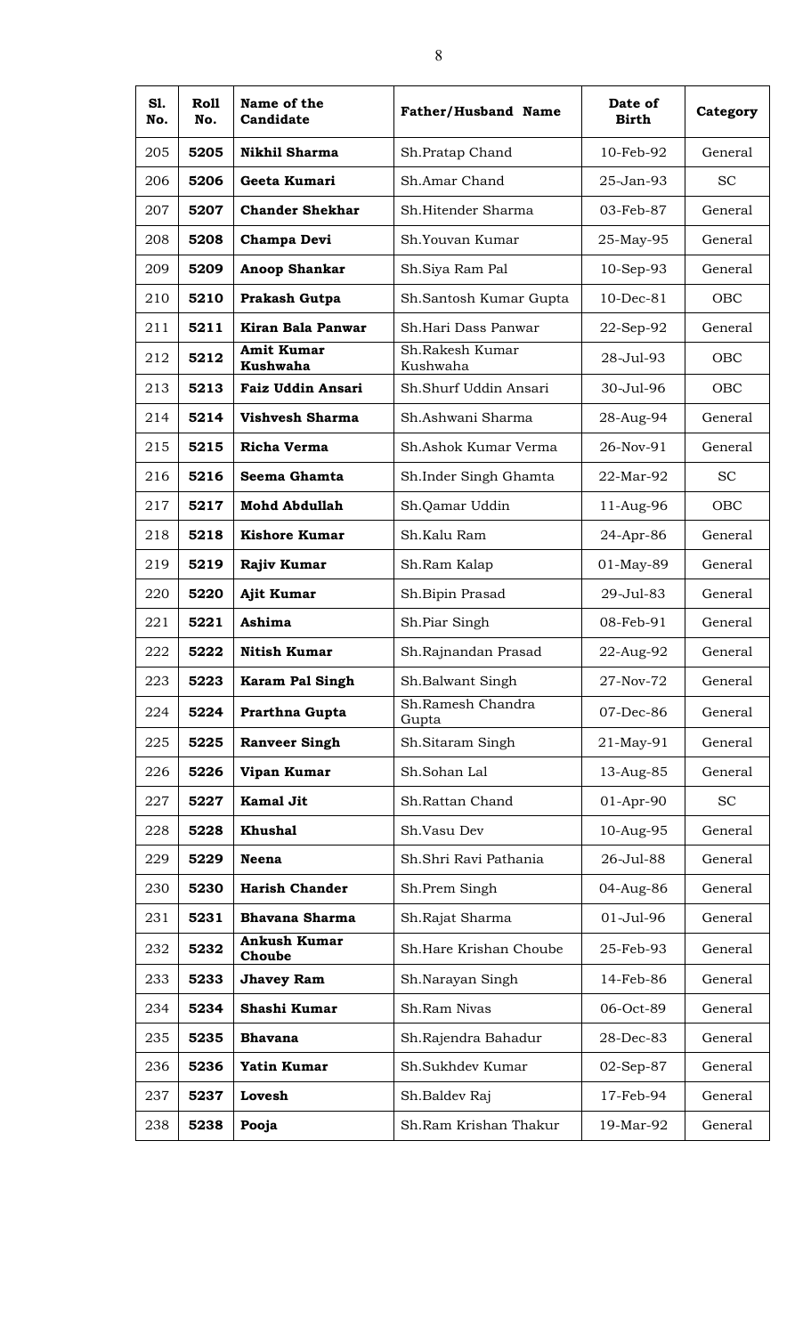| Sl. No. | Roll No. | Name of the Candidate | Father/Husband Name | Date of Birth | Category |
|---|---|---|---|---|---|
| 205 | **5205** | **Nikhil Sharma** | Sh.Pratap Chand | 10-Feb-92 | General |
| 206 | **5206** | **Geeta Kumari** | Sh.Amar Chand | 25-Jan-93 | SC |
| 207 | **5207** | **Chander Shekhar** | Sh.Hitender Sharma | 03-Feb-87 | General |
| 208 | **5208** | **Champa Devi** | Sh.Youvan Kumar | 25-May-95 | General |
| 209 | **5209** | **Anoop Shankar** | Sh.Siya Ram Pal | 10-Sep-93 | General |
| 210 | **5210** | **Prakash Gutpa** | Sh.Santosh Kumar Gupta | 10-Dec-81 | OBC |
| 211 | **5211** | **Kiran Bala Panwar** | Sh.Hari Dass Panwar | 22-Sep-92 | General |
| 212 | **5212** | **Amit Kumar Kushwaha** | Sh.Rakesh Kumar Kushwaha | 28-Jul-93 | OBC |
| 213 | **5213** | **Faiz Uddin Ansari** | Sh.Shurf Uddin Ansari | 30-Jul-96 | OBC |
| 214 | **5214** | **Vishvesh Sharma** | Sh.Ashwani Sharma | 28-Aug-94 | General |
| 215 | **5215** | **Richa Verma** | Sh.Ashok Kumar Verma | 26-Nov-91 | General |
| 216 | **5216** | **Seema Ghamta** | Sh.Inder Singh Ghamta | 22-Mar-92 | SC |
| 217 | **5217** | **Mohd Abdullah** | Sh.Qamar Uddin | 11-Aug-96 | OBC |
| 218 | **5218** | **Kishore Kumar** | Sh.Kalu Ram | 24-Apr-86 | General |
| 219 | **5219** | **Rajiv Kumar** | Sh.Ram Kalap | 01-May-89 | General |
| 220 | **5220** | **Ajit Kumar** | Sh.Bipin Prasad | 29-Jul-83 | General |
| 221 | **5221** | **Ashima** | Sh.Piar Singh | 08-Feb-91 | General |
| 222 | **5222** | **Nitish Kumar** | Sh.Rajnandan Prasad | 22-Aug-92 | General |
| 223 | **5223** | **Karam Pal Singh** | Sh.Balwant Singh | 27-Nov-72 | General |
| 224 | **5224** | **Prarthna Gupta** | Sh.Ramesh Chandra Gupta | 07-Dec-86 | General |
| 225 | **5225** | **Ranveer Singh** | Sh.Sitaram Singh | 21-May-91 | General |
| 226 | **5226** | **Vipan Kumar** | Sh.Sohan Lal | 13-Aug-85 | General |
| 227 | **5227** | **Kamal Jit** | Sh.Rattan Chand | 01-Apr-90 | SC |
| 228 | **5228** | **Khushal** | Sh.Vasu Dev | 10-Aug-95 | General |
| 229 | **5229** | **Neena** | Sh.Shri Ravi Pathania | 26-Jul-88 | General |
| 230 | **5230** | **Harish Chander** | Sh.Prem Singh | 04-Aug-86 | General |
| 231 | **5231** | **Bhavana Sharma** | Sh.Rajat Sharma | 01-Jul-96 | General |
| 232 | **5232** | **Ankush Kumar Choube** | Sh.Hare Krishan Choube | 25-Feb-93 | General |
| 233 | **5233** | **Jhavey Ram** | Sh.Narayan Singh | 14-Feb-86 | General |
| 234 | **5234** | **Shashi Kumar** | Sh.Ram Nivas | 06-Oct-89 | General |
| 235 | **5235** | **Bhavana** | Sh.Rajendra Bahadur | 28-Dec-83 | General |
| 236 | **5236** | **Yatin Kumar** | Sh.Sukhdev Kumar | 02-Sep-87 | General |
| 237 | **5237** | **Lovesh** | Sh.Baldev Raj | 17-Feb-94 | General |
| 238 | **5238** | **Pooja** | Sh.Ram Krishan Thakur | 19-Mar-92 | General |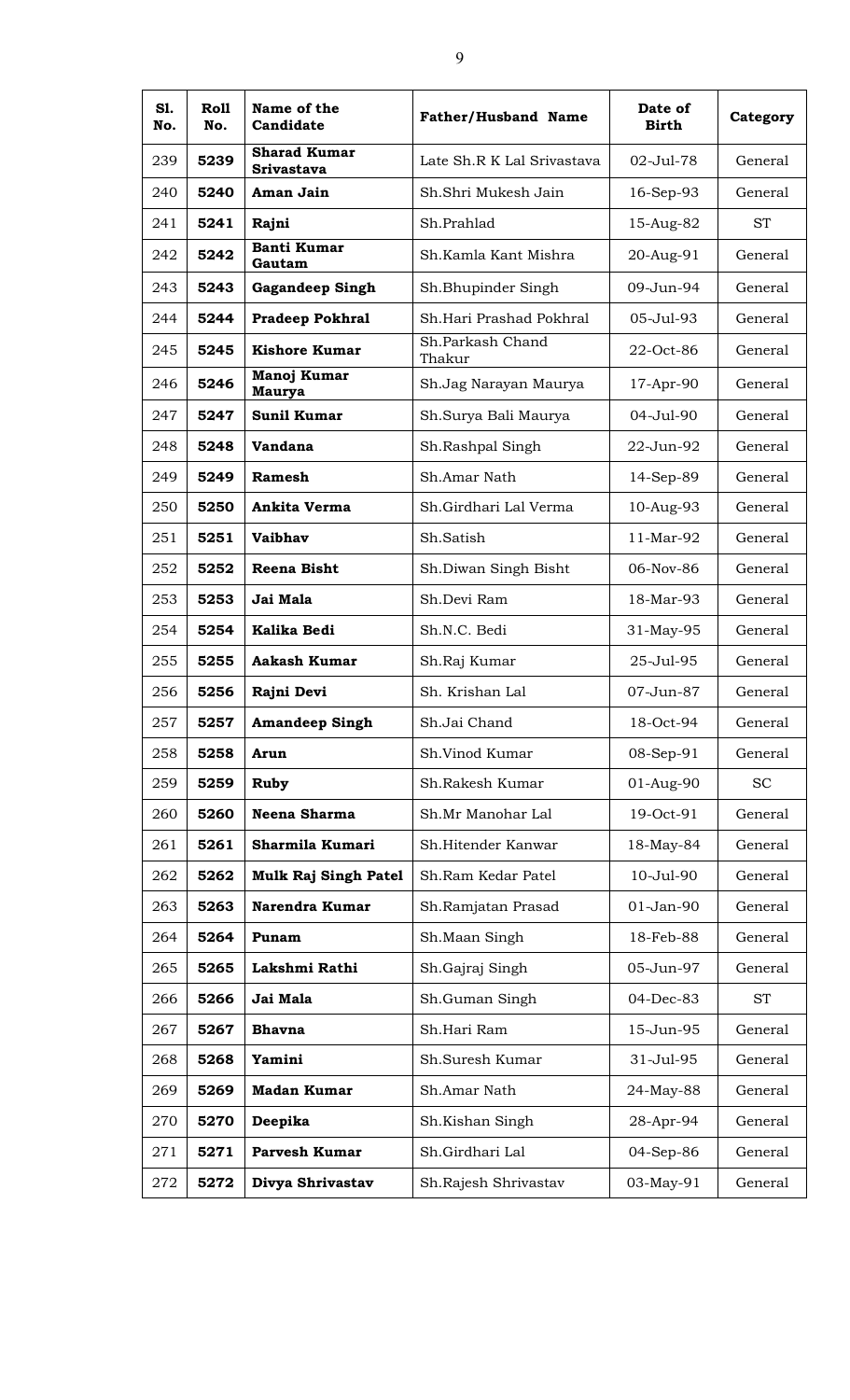| Sl. No. | Roll No. | Name of the Candidate | Father/Husband Name | Date of Birth | Category |
|---|---|---|---|---|---|
| 239 | **5239** | **Sharad Kumar Srivastava** | Late Sh.R K Lal Srivastava | 02-Jul-78 | General |
| 240 | **5240** | **Aman Jain** | Sh.Shri Mukesh Jain | 16-Sep-93 | General |
| 241 | **5241** | **Rajni** | Sh.Prahlad | 15-Aug-82 | ST |
| 242 | **5242** | **Banti Kumar Gautam** | Sh.Kamla Kant Mishra | 20-Aug-91 | General |
| 243 | **5243** | **Gagandeep Singh** | Sh.Bhupinder Singh | 09-Jun-94 | General |
| 244 | **5244** | **Pradeep Pokhral** | Sh.Hari Prashad Pokhral | 05-Jul-93 | General |
| 245 | **5245** | **Kishore Kumar** | Sh.Parkash Chand Thakur | 22-Oct-86 | General |
| 246 | **5246** | **Manoj Kumar Maurya** | Sh.Jag Narayan Maurya | 17-Apr-90 | General |
| 247 | **5247** | **Sunil Kumar** | Sh.Surya Bali Maurya | 04-Jul-90 | General |
| 248 | **5248** | **Vandana** | Sh.Rashpal Singh | 22-Jun-92 | General |
| 249 | **5249** | **Ramesh** | Sh.Amar Nath | 14-Sep-89 | General |
| 250 | **5250** | **Ankita Verma** | Sh.Girdhari Lal Verma | 10-Aug-93 | General |
| 251 | **5251** | **Vaibhav** | Sh.Satish | 11-Mar-92 | General |
| 252 | **5252** | **Reena Bisht** | Sh.Diwan Singh Bisht | 06-Nov-86 | General |
| 253 | **5253** | **Jai Mala** | Sh.Devi Ram | 18-Mar-93 | General |
| 254 | **5254** | **Kalika Bedi** | Sh.N.C. Bedi | 31-May-95 | General |
| 255 | **5255** | **Aakash Kumar** | Sh.Raj Kumar | 25-Jul-95 | General |
| 256 | **5256** | **Rajni Devi** | Sh. Krishan Lal | 07-Jun-87 | General |
| 257 | **5257** | **Amandeep Singh** | Sh.Jai Chand | 18-Oct-94 | General |
| 258 | **5258** | **Arun** | Sh.Vinod Kumar | 08-Sep-91 | General |
| 259 | **5259** | **Ruby** | Sh.Rakesh Kumar | 01-Aug-90 | SC |
| 260 | **5260** | **Neena Sharma** | Sh.Mr Manohar Lal | 19-Oct-91 | General |
| 261 | **5261** | **Sharmila Kumari** | Sh.Hitender Kanwar | 18-May-84 | General |
| 262 | **5262** | **Mulk Raj Singh Patel** | Sh.Ram Kedar Patel | 10-Jul-90 | General |
| 263 | **5263** | **Narendra Kumar** | Sh.Ramjatan Prasad | 01-Jan-90 | General |
| 264 | **5264** | **Punam** | Sh.Maan Singh | 18-Feb-88 | General |
| 265 | **5265** | **Lakshmi Rathi** | Sh.Gajraj Singh | 05-Jun-97 | General |
| 266 | **5266** | **Jai Mala** | Sh.Guman Singh | 04-Dec-83 | ST |
| 267 | **5267** | **Bhavna** | Sh.Hari Ram | 15-Jun-95 | General |
| 268 | **5268** | **Yamini** | Sh.Suresh Kumar | 31-Jul-95 | General |
| 269 | **5269** | **Madan Kumar** | Sh.Amar Nath | 24-May-88 | General |
| 270 | **5270** | **Deepika** | Sh.Kishan Singh | 28-Apr-94 | General |
| 271 | **5271** | **Parvesh Kumar** | Sh.Girdhari Lal | 04-Sep-86 | General |
| 272 | **5272** | **Divya Shrivastav** | Sh.Rajesh Shrivastav | 03-May-91 | General |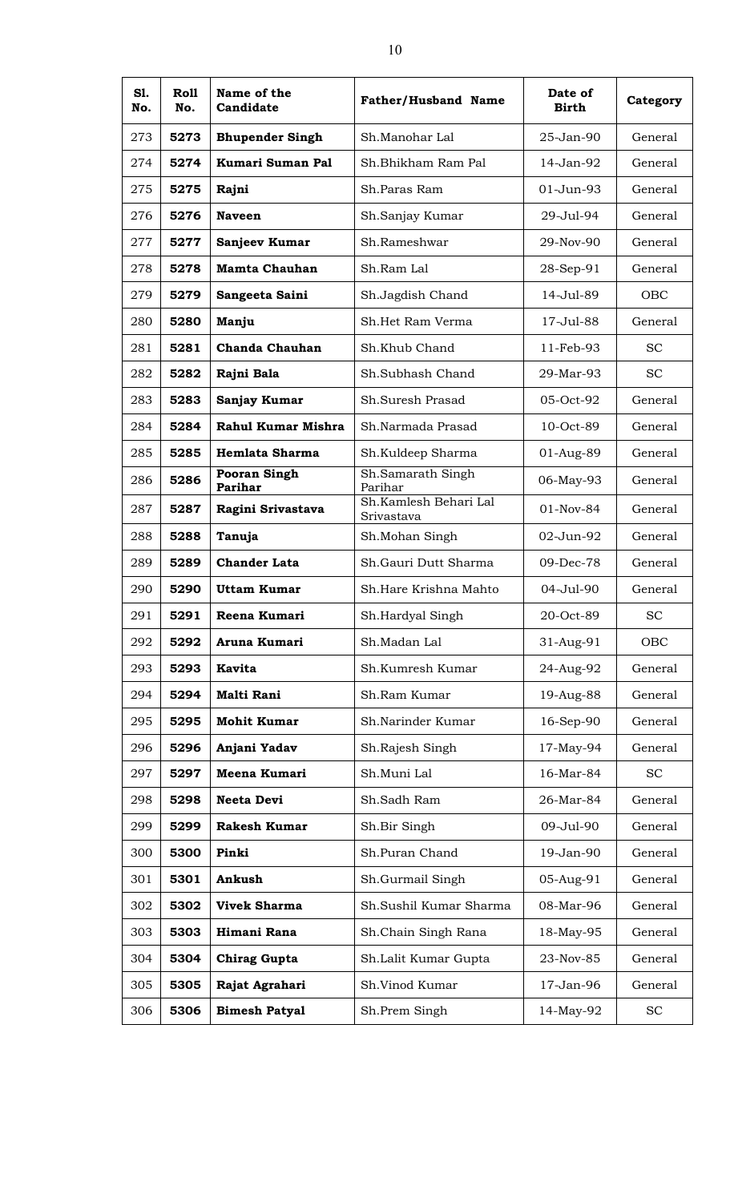| Sl. No. | Roll No. | Name of the Candidate | Father/Husband Name | Date of Birth | Category |
|---|---|---|---|---|---|
| 273 | **5273** | **Bhupender Singh** | Sh.Manohar Lal | 25-Jan-90 | General |
| 274 | **5274** | **Kumari Suman Pal** | Sh.Bhikham Ram Pal | 14-Jan-92 | General |
| 275 | **5275** | **Rajni** | Sh.Paras Ram | 01-Jun-93 | General |
| 276 | **5276** | **Naveen** | Sh.Sanjay Kumar | 29-Jul-94 | General |
| 277 | **5277** | **Sanjeev Kumar** | Sh.Rameshwar | 29-Nov-90 | General |
| 278 | **5278** | **Mamta Chauhan** | Sh.Ram Lal | 28-Sep-91 | General |
| 279 | **5279** | **Sangeeta Saini** | Sh.Jagdish Chand | 14-Jul-89 | OBC |
| 280 | **5280** | **Manju** | Sh.Het Ram Verma | 17-Jul-88 | General |
| 281 | **5281** | **Chanda Chauhan** | Sh.Khub Chand | 11-Feb-93 | SC |
| 282 | **5282** | **Rajni Bala** | Sh.Subhash Chand | 29-Mar-93 | SC |
| 283 | **5283** | **Sanjay Kumar** | Sh.Suresh Prasad | 05-Oct-92 | General |
| 284 | **5284** | **Rahul Kumar Mishra** | Sh.Narmada Prasad | 10-Oct-89 | General |
| 285 | **5285** | **Hemlata Sharma** | Sh.Kuldeep Sharma | 01-Aug-89 | General |
| 286 | **5286** | **Pooran Singh Parihar** | Sh.Samarath Singh Parihar | 06-May-93 | General |
| 287 | **5287** | **Ragini Srivastava** | Sh.Kamlesh Behari Lal Srivastava | 01-Nov-84 | General |
| 288 | **5288** | **Tanuja** | Sh.Mohan Singh | 02-Jun-92 | General |
| 289 | **5289** | **Chander Lata** | Sh.Gauri Dutt Sharma | 09-Dec-78 | General |
| 290 | **5290** | **Uttam Kumar** | Sh.Hare Krishna Mahto | 04-Jul-90 | General |
| 291 | **5291** | **Reena Kumari** | Sh.Hardyal Singh | 20-Oct-89 | SC |
| 292 | **5292** | **Aruna Kumari** | Sh.Madan Lal | 31-Aug-91 | OBC |
| 293 | **5293** | **Kavita** | Sh.Kumresh Kumar | 24-Aug-92 | General |
| 294 | **5294** | **Malti Rani** | Sh.Ram Kumar | 19-Aug-88 | General |
| 295 | **5295** | **Mohit Kumar** | Sh.Narinder Kumar | 16-Sep-90 | General |
| 296 | **5296** | **Anjani Yadav** | Sh.Rajesh Singh | 17-May-94 | General |
| 297 | **5297** | **Meena Kumari** | Sh.Muni Lal | 16-Mar-84 | SC |
| 298 | **5298** | **Neeta Devi** | Sh.Sadh Ram | 26-Mar-84 | General |
| 299 | **5299** | **Rakesh Kumar** | Sh.Bir Singh | 09-Jul-90 | General |
| 300 | **5300** | **Pinki** | Sh.Puran Chand | 19-Jan-90 | General |
| 301 | **5301** | **Ankush** | Sh.Gurmail Singh | 05-Aug-91 | General |
| 302 | **5302** | **Vivek Sharma** | Sh.Sushil Kumar Sharma | 08-Mar-96 | General |
| 303 | **5303** | **Himani Rana** | Sh.Chain Singh Rana | 18-May-95 | General |
| 304 | **5304** | **Chirag Gupta** | Sh.Lalit Kumar Gupta | 23-Nov-85 | General |
| 305 | **5305** | **Rajat Agrahari** | Sh.Vinod Kumar | 17-Jan-96 | General |
| 306 | **5306** | **Bimesh Patyal** | Sh.Prem Singh | 14-May-92 | SC |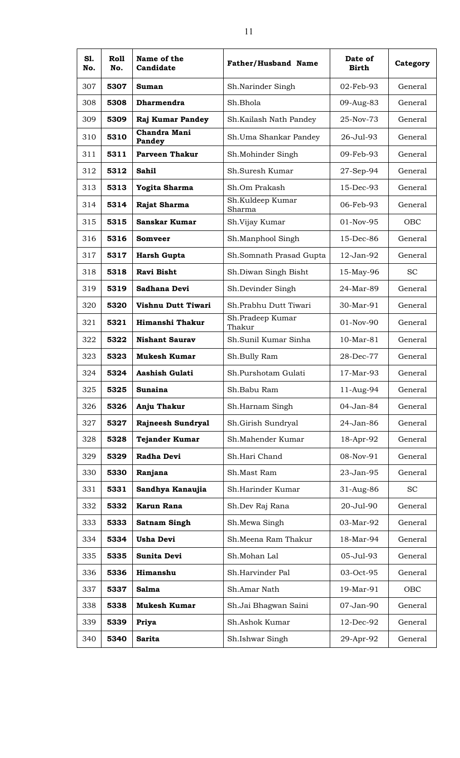| Sl. No. | Roll No. | Name of the Candidate | Father/Husband Name | Date of Birth | Category |
|---|---|---|---|---|---|
| 307 | **5307** | **Suman** | Sh.Narinder Singh | 02-Feb-93 | General |
| 308 | **5308** | **Dharmendra** | Sh.Bhola | 09-Aug-83 | General |
| 309 | **5309** | **Raj Kumar Pandey** | Sh.Kailash Nath Pandey | 25-Nov-73 | General |
| 310 | **5310** | **Chandra Mani Pandey** | Sh.Uma Shankar Pandey | 26-Jul-93 | General |
| 311 | **5311** | **Parveen Thakur** | Sh.Mohinder Singh | 09-Feb-93 | General |
| 312 | **5312** | **Sahil** | Sh.Suresh Kumar | 27-Sep-94 | General |
| 313 | **5313** | **Yogita Sharma** | Sh.Om Prakash | 15-Dec-93 | General |
| 314 | **5314** | **Rajat Sharma** | Sh.Kuldeep Kumar Sharma | 06-Feb-93 | General |
| 315 | **5315** | **Sanskar Kumar** | Sh.Vijay Kumar | 01-Nov-95 | OBC |
| 316 | **5316** | **Somveer** | Sh.Manphool Singh | 15-Dec-86 | General |
| 317 | **5317** | **Harsh Gupta** | Sh.Somnath Prasad Gupta | 12-Jan-92 | General |
| 318 | **5318** | **Ravi Bisht** | Sh.Diwan Singh Bisht | 15-May-96 | SC |
| 319 | **5319** | **Sadhana Devi** | Sh.Devinder Singh | 24-Mar-89 | General |
| 320 | **5320** | **Vishnu Dutt Tiwari** | Sh.Prabhu Dutt Tiwari | 30-Mar-91 | General |
| 321 | **5321** | **Himanshi Thakur** | Sh.Pradeep Kumar Thakur | 01-Nov-90 | General |
| 322 | **5322** | **Nishant Saurav** | Sh.Sunil Kumar Sinha | 10-Mar-81 | General |
| 323 | **5323** | **Mukesh Kumar** | Sh.Bully Ram | 28-Dec-77 | General |
| 324 | **5324** | **Aashish Gulati** | Sh.Purshotam Gulati | 17-Mar-93 | General |
| 325 | **5325** | **Sunaina** | Sh.Babu Ram | 11-Aug-94 | General |
| 326 | **5326** | **Anju Thakur** | Sh.Harnam Singh | 04-Jan-84 | General |
| 327 | **5327** | **Rajneesh Sundryal** | Sh.Girish Sundryal | 24-Jan-86 | General |
| 328 | **5328** | **Tejander Kumar** | Sh.Mahender Kumar | 18-Apr-92 | General |
| 329 | **5329** | **Radha Devi** | Sh.Hari Chand | 08-Nov-91 | General |
| 330 | **5330** | **Ranjana** | Sh.Mast Ram | 23-Jan-95 | General |
| 331 | **5331** | **Sandhya Kanaujia** | Sh.Harinder Kumar | 31-Aug-86 | SC |
| 332 | **5332** | **Karun Rana** | Sh.Dev Raj Rana | 20-Jul-90 | General |
| 333 | **5333** | **Satnam Singh** | Sh.Mewa Singh | 03-Mar-92 | General |
| 334 | **5334** | **Usha Devi** | Sh.Meena Ram Thakur | 18-Mar-94 | General |
| 335 | **5335** | **Sunita Devi** | Sh.Mohan Lal | 05-Jul-93 | General |
| 336 | **5336** | **Himanshu** | Sh.Harvinder Pal | 03-Oct-95 | General |
| 337 | **5337** | **Salma** | Sh.Amar Nath | 19-Mar-91 | OBC |
| 338 | **5338** | **Mukesh Kumar** | Sh.Jai Bhagwan Saini | 07-Jan-90 | General |
| 339 | **5339** | **Priya** | Sh.Ashok Kumar | 12-Dec-92 | General |
| 340 | **5340** | **Sarita** | Sh.Ishwar Singh | 29-Apr-92 | General |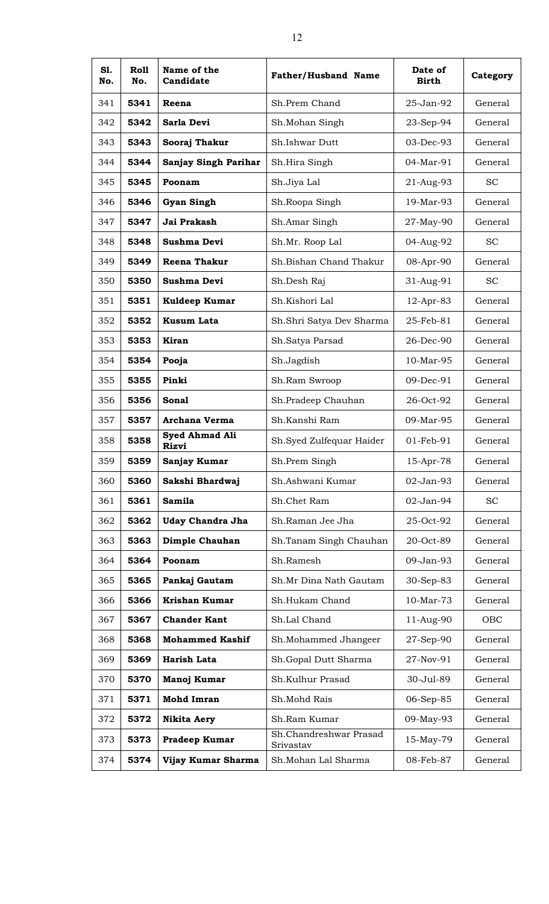| Sl. No. | Roll No. | Name of the Candidate | Father/Husband Name | Date of Birth | Category |
|---|---|---|---|---|---|
| 341 | **5341** | **Reena** | Sh.Prem Chand | 25-Jan-92 | General |
| 342 | **5342** | **Sarla Devi** | Sh.Mohan Singh | 23-Sep-94 | General |
| 343 | **5343** | **Sooraj Thakur** | Sh.Ishwar Dutt | 03-Dec-93 | General |
| 344 | **5344** | **Sanjay Singh Parihar** | Sh.Hira Singh | 04-Mar-91 | General |
| 345 | **5345** | **Poonam** | Sh.Jiya Lal | 21-Aug-93 | SC |
| 346 | **5346** | **Gyan Singh** | Sh.Roopa Singh | 19-Mar-93 | General |
| 347 | **5347** | **Jai Prakash** | Sh.Amar Singh | 27-May-90 | General |
| 348 | **5348** | **Sushma Devi** | Sh.Mr. Roop Lal | 04-Aug-92 | SC |
| 349 | **5349** | **Reena Thakur** | Sh.Bishan Chand Thakur | 08-Apr-90 | General |
| 350 | **5350** | **Sushma Devi** | Sh.Desh Raj | 31-Aug-91 | SC |
| 351 | **5351** | **Kuldeep Kumar** | Sh.Kishori Lal | 12-Apr-83 | General |
| 352 | **5352** | **Kusum Lata** | Sh.Shri Satya Dev Sharma | 25-Feb-81 | General |
| 353 | **5353** | **Kiran** | Sh.Satya Parsad | 26-Dec-90 | General |
| 354 | **5354** | **Pooja** | Sh.Jagdish | 10-Mar-95 | General |
| 355 | **5355** | **Pinki** | Sh.Ram Swroop | 09-Dec-91 | General |
| 356 | **5356** | **Sonal** | Sh.Pradeep Chauhan | 26-Oct-92 | General |
| 357 | **5357** | **Archana Verma** | Sh.Kanshi Ram | 09-Mar-95 | General |
| 358 | **5358** | **Syed Ahmad Ali Rizvi** | Sh.Syed Zulfequar Haider | 01-Feb-91 | General |
| 359 | **5359** | **Sanjay Kumar** | Sh.Prem Singh | 15-Apr-78 | General |
| 360 | **5360** | **Sakshi Bhardwaj** | Sh.Ashwani Kumar | 02-Jan-93 | General |
| 361 | **5361** | **Samila** | Sh.Chet Ram | 02-Jan-94 | SC |
| 362 | **5362** | **Uday Chandra Jha** | Sh.Raman Jee Jha | 25-Oct-92 | General |
| 363 | **5363** | **Dimple Chauhan** | Sh.Tanam Singh Chauhan | 20-Oct-89 | General |
| 364 | **5364** | **Poonam** | Sh.Ramesh | 09-Jan-93 | General |
| 365 | **5365** | **Pankaj Gautam** | Sh.Mr Dina Nath Gautam | 30-Sep-83 | General |
| 366 | **5366** | **Krishan Kumar** | Sh.Hukam Chand | 10-Mar-73 | General |
| 367 | **5367** | **Chander Kant** | Sh.Lal Chand | 11-Aug-90 | OBC |
| 368 | **5368** | **Mohammed Kashif** | Sh.Mohammed Jhangeer | 27-Sep-90 | General |
| 369 | **5369** | **Harish Lata** | Sh.Gopal Dutt Sharma | 27-Nov-91 | General |
| 370 | **5370** | **Manoj Kumar** | Sh.Kulhur Prasad | 30-Jul-89 | General |
| 371 | **5371** | **Mohd Imran** | Sh.Mohd Rais | 06-Sep-85 | General |
| 372 | **5372** | **Nikita Aery** | Sh.Ram Kumar | 09-May-93 | General |
| 373 | **5373** | **Pradeep Kumar** | Sh.Chandreshwar Prasad Srivastav | 15-May-79 | General |
| 374 | **5374** | **Vijay Kumar Sharma** | Sh.Mohan Lal Sharma | 08-Feb-87 | General |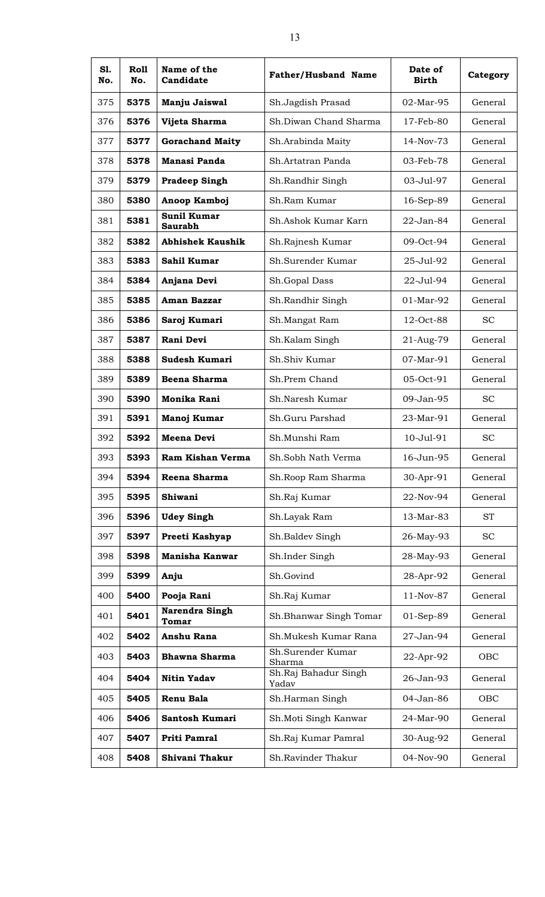| Sl. No. | Roll No. | Name of the Candidate | Father/Husband Name | Date of Birth | Category |
|---|---|---|---|---|---|
| 375 | **5375** | **Manju Jaiswal** | Sh.Jagdish Prasad | 02-Mar-95 | General |
| 376 | **5376** | **Vijeta Sharma** | Sh.Diwan Chand Sharma | 17-Feb-80 | General |
| 377 | **5377** | **Gorachand Maity** | Sh.Arabinda Maity | 14-Nov-73 | General |
| 378 | **5378** | **Manasi Panda** | Sh.Artatran Panda | 03-Feb-78 | General |
| 379 | **5379** | **Pradeep Singh** | Sh.Randhir Singh | 03-Jul-97 | General |
| 380 | **5380** | **Anoop Kamboj** | Sh.Ram Kumar | 16-Sep-89 | General |
| 381 | **5381** | **Sunil Kumar Saurabh** | Sh.Ashok Kumar Karn | 22-Jan-84 | General |
| 382 | **5382** | **Abhishek Kaushik** | Sh.Rajnesh Kumar | 09-Oct-94 | General |
| 383 | **5383** | **Sahil Kumar** | Sh.Surender Kumar | 25-Jul-92 | General |
| 384 | **5384** | **Anjana Devi** | Sh.Gopal Dass | 22-Jul-94 | General |
| 385 | **5385** | **Aman Bazzar** | Sh.Randhir Singh | 01-Mar-92 | General |
| 386 | **5386** | **Saroj Kumari** | Sh.Mangat Ram | 12-Oct-88 | SC |
| 387 | **5387** | **Rani Devi** | Sh.Kalam Singh | 21-Aug-79 | General |
| 388 | **5388** | **Sudesh Kumari** | Sh.Shiv Kumar | 07-Mar-91 | General |
| 389 | **5389** | **Beena Sharma** | Sh.Prem Chand | 05-Oct-91 | General |
| 390 | **5390** | **Monika Rani** | Sh.Naresh Kumar | 09-Jan-95 | SC |
| 391 | **5391** | **Manoj Kumar** | Sh.Guru Parshad | 23-Mar-91 | General |
| 392 | **5392** | **Meena Devi** | Sh.Munshi Ram | 10-Jul-91 | SC |
| 393 | **5393** | **Ram Kishan Verma** | Sh.Sobh Nath Verma | 16-Jun-95 | General |
| 394 | **5394** | **Reena Sharma** | Sh.Roop Ram Sharma | 30-Apr-91 | General |
| 395 | **5395** | **Shiwani** | Sh.Raj Kumar | 22-Nov-94 | General |
| 396 | **5396** | **Udey Singh** | Sh.Layak Ram | 13-Mar-83 | ST |
| 397 | **5397** | **Preeti Kashyap** | Sh.Baldev Singh | 26-May-93 | SC |
| 398 | **5398** | **Manisha Kanwar** | Sh.Inder Singh | 28-May-93 | General |
| 399 | **5399** | **Anju** | Sh.Govind | 28-Apr-92 | General |
| 400 | **5400** | **Pooja Rani** | Sh.Raj Kumar | 11-Nov-87 | General |
| 401 | **5401** | **Narendra Singh Tomar** | Sh.Bhanwar Singh Tomar | 01-Sep-89 | General |
| 402 | **5402** | **Anshu Rana** | Sh.Mukesh Kumar Rana | 27-Jan-94 | General |
| 403 | **5403** | **Bhawna Sharma** | Sh.Surender Kumar Sharma | 22-Apr-92 | OBC |
| 404 | **5404** | **Nitin Yadav** | Sh.Raj Bahadur Singh Yadav | 26-Jan-93 | General |
| 405 | **5405** | **Renu Bala** | Sh.Harman Singh | 04-Jan-86 | OBC |
| 406 | **5406** | **Santosh Kumari** | Sh.Moti Singh Kanwar | 24-Mar-90 | General |
| 407 | **5407** | **Priti Pamral** | Sh.Raj Kumar Pamral | 30-Aug-92 | General |
| 408 | **5408** | **Shivani Thakur** | Sh.Ravinder Thakur | 04-Nov-90 | General |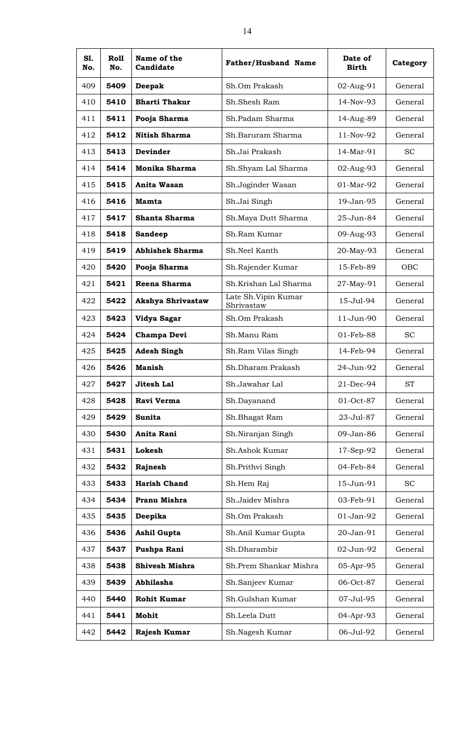| Sl. No. | Roll No. | Name of the Candidate | Father/Husband Name | Date of Birth | Category |
|---|---|---|---|---|---|
| 409 | **5409** | **Deepak** | Sh.Om Prakash | 02-Aug-91 | General |
| 410 | **5410** | **Bharti Thakur** | Sh.Shesh Ram | 14-Nov-93 | General |
| 411 | **5411** | **Pooja Sharma** | Sh.Padam Sharma | 14-Aug-89 | General |
| 412 | **5412** | **Nitish Sharma** | Sh.Baruram Sharma | 11-Nov-92 | General |
| 413 | **5413** | **Devinder** | Sh.Jai Prakash | 14-Mar-91 | SC |
| 414 | **5414** | **Monika Sharma** | Sh.Shyam Lal Sharma | 02-Aug-93 | General |
| 415 | **5415** | **Anita Wasan** | Sh.Joginder Wasan | 01-Mar-92 | General |
| 416 | **5416** | **Mamta** | Sh.Jai Singh | 19-Jan-95 | General |
| 417 | **5417** | **Shanta Sharma** | Sh.Maya Dutt Sharma | 25-Jun-84 | General |
| 418 | **5418** | **Sandeep** | Sh.Ram Kumar | 09-Aug-93 | General |
| 419 | **5419** | **Abhishek Sharma** | Sh.Neel Kanth | 20-May-93 | General |
| 420 | **5420** | **Pooja Sharma** | Sh.Rajender Kumar | 15-Feb-89 | OBC |
| 421 | **5421** | **Reena Sharma** | Sh.Krishan Lal Sharma | 27-May-91 | General |
| 422 | **5422** | **Akshya Shrivastaw** | Late Sh.Vipin Kumar Shrivastaw | 15-Jul-94 | General |
| 423 | **5423** | **Vidya Sagar** | Sh.Om Prakash | 11-Jun-90 | General |
| 424 | **5424** | **Champa Devi** | Sh.Manu Ram | 01-Feb-88 | SC |
| 425 | **5425** | **Adesh Singh** | Sh.Ram Vilas Singh | 14-Feb-94 | General |
| 426 | **5426** | **Manish** | Sh.Dharam Prakash | 24-Jun-92 | General |
| 427 | **5427** | **Jitesh Lal** | Sh.Jawahar Lal | 21-Dec-94 | ST |
| 428 | **5428** | **Ravi Verma** | Sh.Dayanand | 01-Oct-87 | General |
| 429 | **5429** | **Sunita** | Sh.Bhagat Ram | 23-Jul-87 | General |
| 430 | **5430** | **Anita Rani** | Sh.Niranjan Singh | 09-Jan-86 | General |
| 431 | **5431** | **Lokesh** | Sh.Ashok Kumar | 17-Sep-92 | General |
| 432 | **5432** | **Rajnesh** | Sh.Prithvi Singh | 04-Feb-84 | General |
| 433 | **5433** | **Harish Chand** | Sh.Hem Raj | 15-Jun-91 | SC |
| 434 | **5434** | **Pranu Mishra** | Sh.Jaidev Mishra | 03-Feb-91 | General |
| 435 | **5435** | **Deepika** | Sh.Om Prakash | 01-Jan-92 | General |
| 436 | **5436** | **Ashil Gupta** | Sh.Anil Kumar Gupta | 20-Jan-91 | General |
| 437 | **5437** | **Pushpa Rani** | Sh.Dharambir | 02-Jun-92 | General |
| 438 | **5438** | **Shivesh Mishra** | Sh.Prem Shankar Mishra | 05-Apr-95 | General |
| 439 | **5439** | **Abhilasha** | Sh.Sanjeev Kumar | 06-Oct-87 | General |
| 440 | **5440** | **Rohit Kumar** | Sh.Gulshan Kumar | 07-Jul-95 | General |
| 441 | **5441** | **Mohit** | Sh.Leela Dutt | 04-Apr-93 | General |
| 442 | **5442** | **Rajesh Kumar** | Sh.Nagesh Kumar | 06-Jul-92 | General |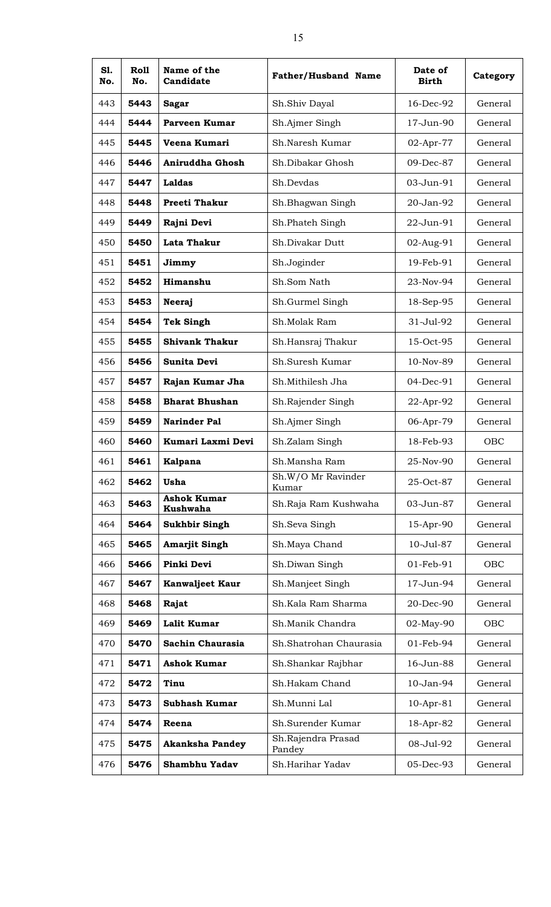| Sl. No. | Roll No. | Name of the Candidate | Father/Husband Name | Date of Birth | Category |
|---|---|---|---|---|---|
| 443 | **5443** | **Sagar** | Sh.Shiv Dayal | 16-Dec-92 | General |
| 444 | **5444** | **Parveen Kumar** | Sh.Ajmer Singh | 17-Jun-90 | General |
| 445 | **5445** | **Veena Kumari** | Sh.Naresh Kumar | 02-Apr-77 | General |
| 446 | **5446** | **Aniruddha Ghosh** | Sh.Dibakar Ghosh | 09-Dec-87 | General |
| 447 | **5447** | **Laldas** | Sh.Devdas | 03-Jun-91 | General |
| 448 | **5448** | **Preeti Thakur** | Sh.Bhagwan Singh | 20-Jan-92 | General |
| 449 | **5449** | **Rajni Devi** | Sh.Phateh Singh | 22-Jun-91 | General |
| 450 | **5450** | **Lata Thakur** | Sh.Divakar Dutt | 02-Aug-91 | General |
| 451 | **5451** | **Jimmy** | Sh.Joginder | 19-Feb-91 | General |
| 452 | **5452** | **Himanshu** | Sh.Som Nath | 23-Nov-94 | General |
| 453 | **5453** | **Neeraj** | Sh.Gurmel Singh | 18-Sep-95 | General |
| 454 | **5454** | **Tek Singh** | Sh.Molak Ram | 31-Jul-92 | General |
| 455 | **5455** | **Shivank Thakur** | Sh.Hansraj Thakur | 15-Oct-95 | General |
| 456 | **5456** | **Sunita Devi** | Sh.Suresh Kumar | 10-Nov-89 | General |
| 457 | **5457** | **Rajan Kumar Jha** | Sh.Mithilesh Jha | 04-Dec-91 | General |
| 458 | **5458** | **Bharat Bhushan** | Sh.Rajender Singh | 22-Apr-92 | General |
| 459 | **5459** | **Narinder Pal** | Sh.Ajmer Singh | 06-Apr-79 | General |
| 460 | **5460** | **Kumari Laxmi Devi** | Sh.Zalam Singh | 18-Feb-93 | OBC |
| 461 | **5461** | **Kalpana** | Sh.Mansha Ram | 25-Nov-90 | General |
| 462 | **5462** | **Usha** | Sh.W/O Mr Ravinder Kumar | 25-Oct-87 | General |
| 463 | **5463** | **Ashok Kumar Kushwaha** | Sh.Raja Ram Kushwaha | 03-Jun-87 | General |
| 464 | **5464** | **Sukhbir Singh** | Sh.Seva Singh | 15-Apr-90 | General |
| 465 | **5465** | **Amarjit Singh** | Sh.Maya Chand | 10-Jul-87 | General |
| 466 | **5466** | **Pinki Devi** | Sh.Diwan Singh | 01-Feb-91 | OBC |
| 467 | **5467** | **Kanwaljeet Kaur** | Sh.Manjeet Singh | 17-Jun-94 | General |
| 468 | **5468** | **Rajat** | Sh.Kala Ram Sharma | 20-Dec-90 | General |
| 469 | **5469** | **Lalit Kumar** | Sh.Manik Chandra | 02-May-90 | OBC |
| 470 | **5470** | **Sachin Chaurasia** | Sh.Shatrohan Chaurasia | 01-Feb-94 | General |
| 471 | **5471** | **Ashok Kumar** | Sh.Shankar Rajbhar | 16-Jun-88 | General |
| 472 | **5472** | **Tinu** | Sh.Hakam Chand | 10-Jan-94 | General |
| 473 | **5473** | **Subhash Kumar** | Sh.Munni Lal | 10-Apr-81 | General |
| 474 | **5474** | **Reena** | Sh.Surender Kumar | 18-Apr-82 | General |
| 475 | **5475** | **Akanksha Pandey** | Sh.Rajendra Prasad Pandey | 08-Jul-92 | General |
| 476 | **5476** | **Shambhu Yadav** | Sh.Harihar Yadav | 05-Dec-93 | General |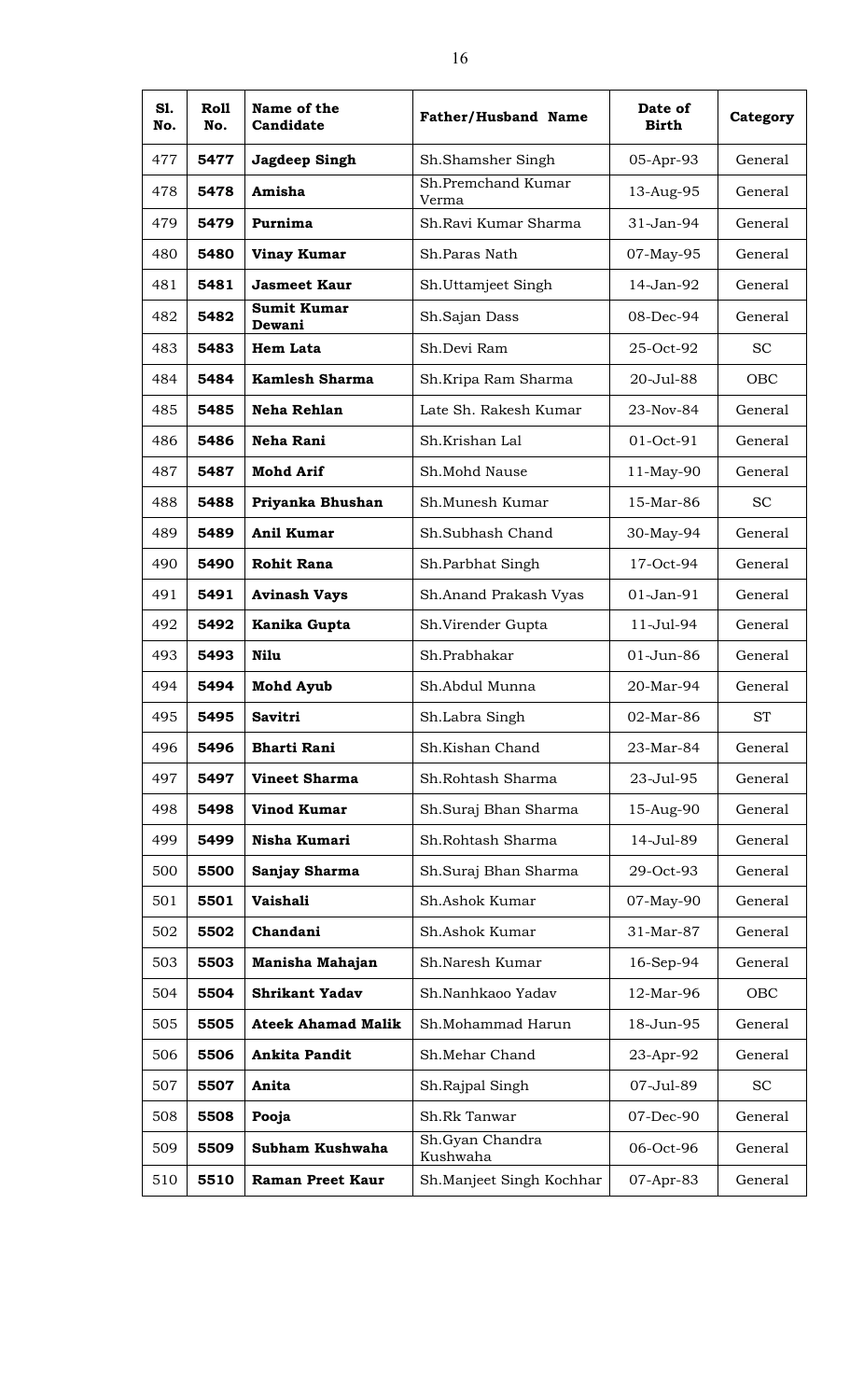| Sl. No. | Roll No. | Name of the Candidate | Father/Husband Name | Date of Birth | Category |
|---|---|---|---|---|---|
| 477 | **5477** | **Jagdeep Singh** | Sh.Shamsher Singh | 05-Apr-93 | General |
| 478 | **5478** | **Amisha** | Sh.Premchand Kumar Verma | 13-Aug-95 | General |
| 479 | **5479** | **Purnima** | Sh.Ravi Kumar Sharma | 31-Jan-94 | General |
| 480 | **5480** | **Vinay Kumar** | Sh.Paras Nath | 07-May-95 | General |
| 481 | **5481** | **Jasmeet Kaur** | Sh.Uttamjeet Singh | 14-Jan-92 | General |
| 482 | **5482** | **Sumit Kumar Dewani** | Sh.Sajan Dass | 08-Dec-94 | General |
| 483 | **5483** | **Hem Lata** | Sh.Devi Ram | 25-Oct-92 | SC |
| 484 | **5484** | **Kamlesh Sharma** | Sh.Kripa Ram Sharma | 20-Jul-88 | OBC |
| 485 | **5485** | **Neha Rehlan** | Late Sh. Rakesh Kumar | 23-Nov-84 | General |
| 486 | **5486** | **Neha Rani** | Sh.Krishan Lal | 01-Oct-91 | General |
| 487 | **5487** | **Mohd Arif** | Sh.Mohd Nause | 11-May-90 | General |
| 488 | **5488** | **Priyanka Bhushan** | Sh.Munesh Kumar | 15-Mar-86 | SC |
| 489 | **5489** | **Anil Kumar** | Sh.Subhash Chand | 30-May-94 | General |
| 490 | **5490** | **Rohit Rana** | Sh.Parbhat Singh | 17-Oct-94 | General |
| 491 | **5491** | **Avinash Vays** | Sh.Anand Prakash Vyas | 01-Jan-91 | General |
| 492 | **5492** | **Kanika Gupta** | Sh.Virender Gupta | 11-Jul-94 | General |
| 493 | **5493** | **Nilu** | Sh.Prabhakar | 01-Jun-86 | General |
| 494 | **5494** | **Mohd Ayub** | Sh.Abdul Munna | 20-Mar-94 | General |
| 495 | **5495** | **Savitri** | Sh.Labra Singh | 02-Mar-86 | ST |
| 496 | **5496** | **Bharti Rani** | Sh.Kishan Chand | 23-Mar-84 | General |
| 497 | **5497** | **Vineet Sharma** | Sh.Rohtash Sharma | 23-Jul-95 | General |
| 498 | **5498** | **Vinod Kumar** | Sh.Suraj Bhan Sharma | 15-Aug-90 | General |
| 499 | **5499** | **Nisha Kumari** | Sh.Rohtash Sharma | 14-Jul-89 | General |
| 500 | **5500** | **Sanjay Sharma** | Sh.Suraj Bhan Sharma | 29-Oct-93 | General |
| 501 | **5501** | **Vaishali** | Sh.Ashok Kumar | 07-May-90 | General |
| 502 | **5502** | **Chandani** | Sh.Ashok Kumar | 31-Mar-87 | General |
| 503 | **5503** | **Manisha Mahajan** | Sh.Naresh Kumar | 16-Sep-94 | General |
| 504 | **5504** | **Shrikant Yadav** | Sh.Nanhkaoo Yadav | 12-Mar-96 | OBC |
| 505 | **5505** | **Ateek Ahamad Malik** | Sh.Mohammad Harun | 18-Jun-95 | General |
| 506 | **5506** | **Ankita Pandit** | Sh.Mehar Chand | 23-Apr-92 | General |
| 507 | **5507** | **Anita** | Sh.Rajpal Singh | 07-Jul-89 | SC |
| 508 | **5508** | **Pooja** | Sh.Rk Tanwar | 07-Dec-90 | General |
| 509 | **5509** | **Subham Kushwaha** | Sh.Gyan Chandra Kushwaha | 06-Oct-96 | General |
| 510 | **5510** | **Raman Preet Kaur** | Sh.Manjeet Singh Kochhar | 07-Apr-83 | General |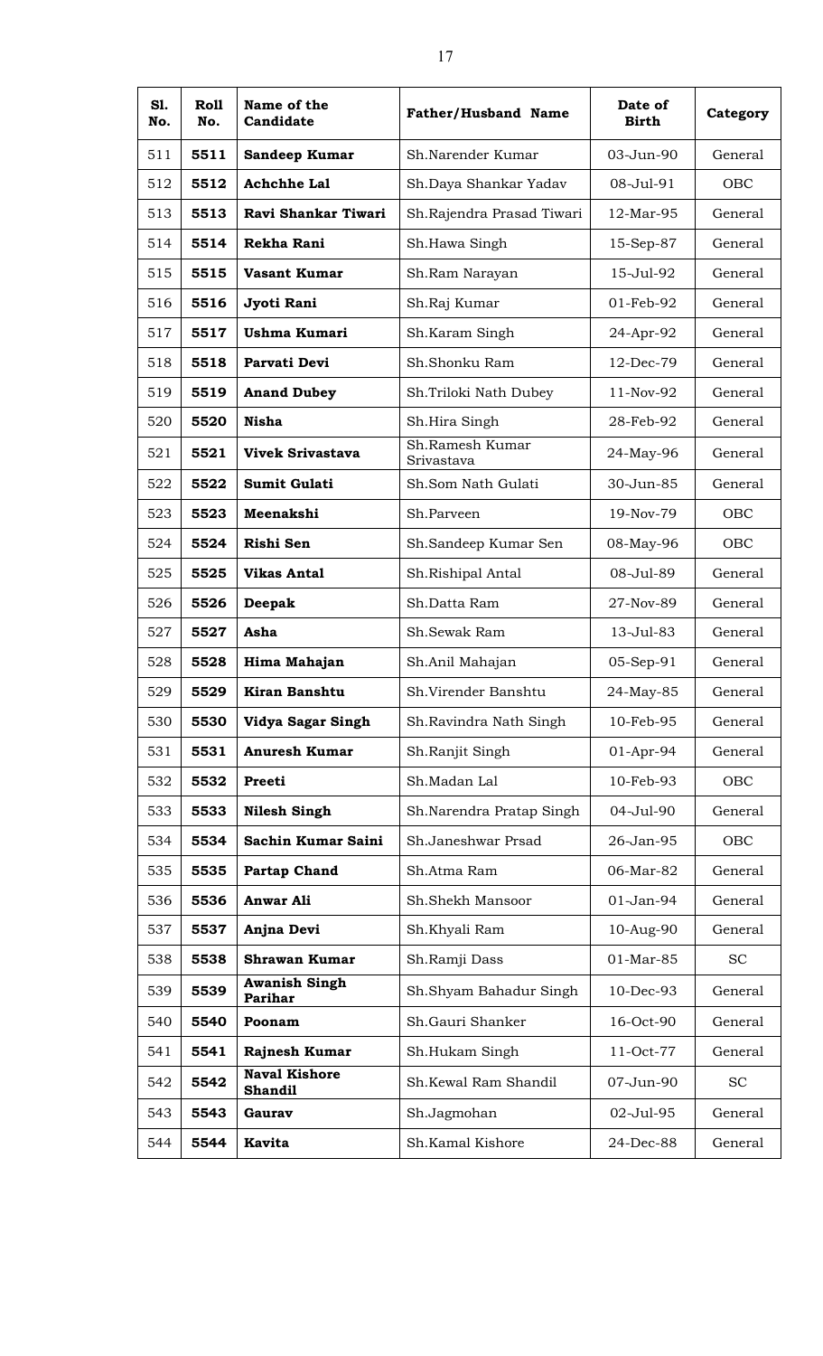| Sl. No. | Roll No. | Name of the Candidate | Father/Husband Name | Date of Birth | Category |
|---|---|---|---|---|---|
| 511 | **5511** | **Sandeep Kumar** | Sh.Narender Kumar | 03-Jun-90 | General |
| 512 | **5512** | **Achchhe Lal** | Sh.Daya Shankar Yadav | 08-Jul-91 | OBC |
| 513 | **5513** | **Ravi Shankar Tiwari** | Sh.Rajendra Prasad Tiwari | 12-Mar-95 | General |
| 514 | **5514** | **Rekha Rani** | Sh.Hawa Singh | 15-Sep-87 | General |
| 515 | **5515** | **Vasant Kumar** | Sh.Ram Narayan | 15-Jul-92 | General |
| 516 | **5516** | **Jyoti Rani** | Sh.Raj Kumar | 01-Feb-92 | General |
| 517 | **5517** | **Ushma Kumari** | Sh.Karam Singh | 24-Apr-92 | General |
| 518 | **5518** | **Parvati Devi** | Sh.Shonku Ram | 12-Dec-79 | General |
| 519 | **5519** | **Anand Dubey** | Sh.Triloki Nath Dubey | 11-Nov-92 | General |
| 520 | **5520** | **Nisha** | Sh.Hira Singh | 28-Feb-92 | General |
| 521 | **5521** | **Vivek Srivastava** | Sh.Ramesh Kumar Srivastava | 24-May-96 | General |
| 522 | **5522** | **Sumit Gulati** | Sh.Som Nath Gulati | 30-Jun-85 | General |
| 523 | **5523** | **Meenakshi** | Sh.Parveen | 19-Nov-79 | OBC |
| 524 | **5524** | **Rishi Sen** | Sh.Sandeep Kumar Sen | 08-May-96 | OBC |
| 525 | **5525** | **Vikas Antal** | Sh.Rishipal Antal | 08-Jul-89 | General |
| 526 | **5526** | **Deepak** | Sh.Datta Ram | 27-Nov-89 | General |
| 527 | **5527** | **Asha** | Sh.Sewak Ram | 13-Jul-83 | General |
| 528 | **5528** | **Hima Mahajan** | Sh.Anil Mahajan | 05-Sep-91 | General |
| 529 | **5529** | **Kiran Banshtu** | Sh.Virender Banshtu | 24-May-85 | General |
| 530 | **5530** | **Vidya Sagar Singh** | Sh.Ravindra Nath Singh | 10-Feb-95 | General |
| 531 | **5531** | **Anuresh Kumar** | Sh.Ranjit Singh | 01-Apr-94 | General |
| 532 | **5532** | **Preeti** | Sh.Madan Lal | 10-Feb-93 | OBC |
| 533 | **5533** | **Nilesh Singh** | Sh.Narendra Pratap Singh | 04-Jul-90 | General |
| 534 | **5534** | **Sachin Kumar Saini** | Sh.Janeshwar Prsad | 26-Jan-95 | OBC |
| 535 | **5535** | **Partap Chand** | Sh.Atma Ram | 06-Mar-82 | General |
| 536 | **5536** | **Anwar Ali** | Sh.Shekh Mansoor | 01-Jan-94 | General |
| 537 | **5537** | **Anjna Devi** | Sh.Khyali Ram | 10-Aug-90 | General |
| 538 | **5538** | **Shrawan Kumar** | Sh.Ramji Dass | 01-Mar-85 | SC |
| 539 | **5539** | **Awanish Singh Parihar** | Sh.Shyam Bahadur Singh | 10-Dec-93 | General |
| 540 | **5540** | **Poonam** | Sh.Gauri Shanker | 16-Oct-90 | General |
| 541 | **5541** | **Rajnesh Kumar** | Sh.Hukam Singh | 11-Oct-77 | General |
| 542 | **5542** | **Naval Kishore Shandil** | Sh.Kewal Ram Shandil | 07-Jun-90 | SC |
| 543 | **5543** | **Gaurav** | Sh.Jagmohan | 02-Jul-95 | General |
| 544 | **5544** | **Kavita** | Sh.Kamal Kishore | 24-Dec-88 | General |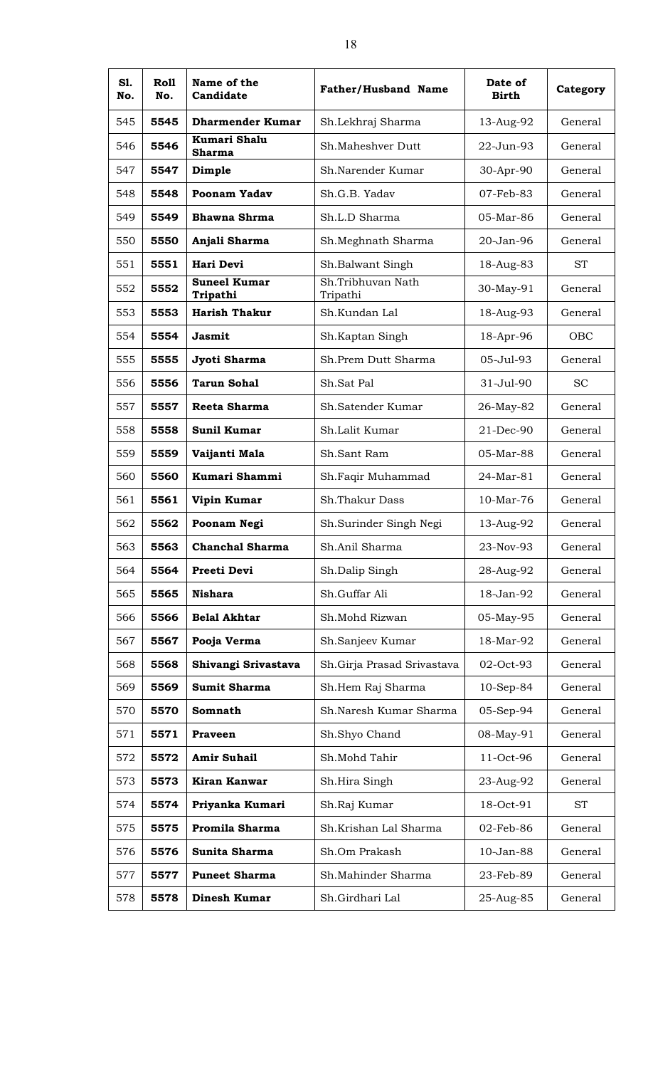| Sl. No. | Roll No. | Name of the Candidate | Father/Husband Name | Date of Birth | Category |
|---|---|---|---|---|---|
| 545 | **5545** | **Dharmender Kumar** | Sh.Lekhraj Sharma | 13-Aug-92 | General |
| 546 | **5546** | **Kumari Shalu Sharma** | Sh.Maheshver Dutt | 22-Jun-93 | General |
| 547 | **5547** | **Dimple** | Sh.Narender Kumar | 30-Apr-90 | General |
| 548 | **5548** | **Poonam Yadav** | Sh.G.B. Yadav | 07-Feb-83 | General |
| 549 | **5549** | **Bhawna Shrma** | Sh.L.D Sharma | 05-Mar-86 | General |
| 550 | **5550** | **Anjali Sharma** | Sh.Meghnath Sharma | 20-Jan-96 | General |
| 551 | **5551** | **Hari Devi** | Sh.Balwant Singh | 18-Aug-83 | ST |
| 552 | **5552** | **Suneel Kumar Tripathi** | Sh.Tribhuvan Nath Tripathi | 30-May-91 | General |
| 553 | **5553** | **Harish Thakur** | Sh.Kundan Lal | 18-Aug-93 | General |
| 554 | **5554** | **Jasmit** | Sh.Kaptan Singh | 18-Apr-96 | OBC |
| 555 | **5555** | **Jyoti Sharma** | Sh.Prem Dutt Sharma | 05-Jul-93 | General |
| 556 | **5556** | **Tarun Sohal** | Sh.Sat Pal | 31-Jul-90 | SC |
| 557 | **5557** | **Reeta Sharma** | Sh.Satender Kumar | 26-May-82 | General |
| 558 | **5558** | **Sunil Kumar** | Sh.Lalit Kumar | 21-Dec-90 | General |
| 559 | **5559** | **Vaijanti Mala** | Sh.Sant Ram | 05-Mar-88 | General |
| 560 | **5560** | **Kumari Shammi** | Sh.Faqir Muhammad | 24-Mar-81 | General |
| 561 | **5561** | **Vipin Kumar** | Sh.Thakur Dass | 10-Mar-76 | General |
| 562 | **5562** | **Poonam Negi** | Sh.Surinder Singh Negi | 13-Aug-92 | General |
| 563 | **5563** | **Chanchal Sharma** | Sh.Anil Sharma | 23-Nov-93 | General |
| 564 | **5564** | **Preeti Devi** | Sh.Dalip Singh | 28-Aug-92 | General |
| 565 | **5565** | **Nishara** | Sh.Guffar Ali | 18-Jan-92 | General |
| 566 | **5566** | **Belal Akhtar** | Sh.Mohd Rizwan | 05-May-95 | General |
| 567 | **5567** | **Pooja Verma** | Sh.Sanjeev Kumar | 18-Mar-92 | General |
| 568 | **5568** | **Shivangi Srivastava** | Sh.Girja Prasad Srivastava | 02-Oct-93 | General |
| 569 | **5569** | **Sumit Sharma** | Sh.Hem Raj Sharma | 10-Sep-84 | General |
| 570 | **5570** | **Somnath** | Sh.Naresh Kumar Sharma | 05-Sep-94 | General |
| 571 | **5571** | **Praveen** | Sh.Shyo Chand | 08-May-91 | General |
| 572 | **5572** | **Amir Suhail** | Sh.Mohd Tahir | 11-Oct-96 | General |
| 573 | **5573** | **Kiran Kanwar** | Sh.Hira Singh | 23-Aug-92 | General |
| 574 | **5574** | **Priyanka Kumari** | Sh.Raj Kumar | 18-Oct-91 | ST |
| 575 | **5575** | **Promila Sharma** | Sh.Krishan Lal Sharma | 02-Feb-86 | General |
| 576 | **5576** | **Sunita Sharma** | Sh.Om Prakash | 10-Jan-88 | General |
| 577 | **5577** | **Puneet Sharma** | Sh.Mahinder Sharma | 23-Feb-89 | General |
| 578 | **5578** | **Dinesh Kumar** | Sh.Girdhari Lal | 25-Aug-85 | General |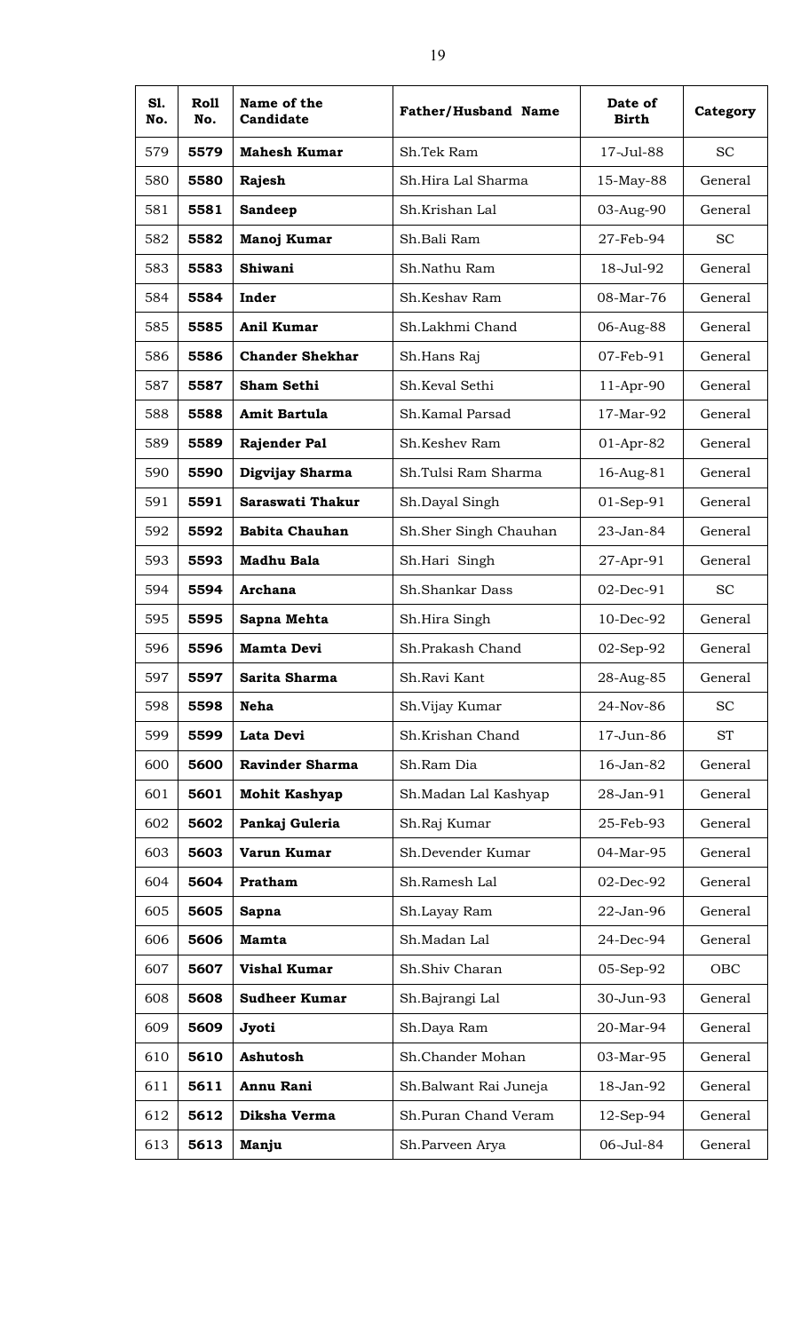| Sl. No. | Roll No. | Name of the Candidate | Father/Husband Name | Date of Birth | Category |
|---|---|---|---|---|---|
| 579 | **5579** | **Mahesh Kumar** | Sh.Tek Ram | 17-Jul-88 | SC |
| 580 | **5580** | **Rajesh** | Sh.Hira Lal Sharma | 15-May-88 | General |
| 581 | **5581** | **Sandeep** | Sh.Krishan Lal | 03-Aug-90 | General |
| 582 | **5582** | **Manoj Kumar** | Sh.Bali Ram | 27-Feb-94 | SC |
| 583 | **5583** | **Shiwani** | Sh.Nathu Ram | 18-Jul-92 | General |
| 584 | **5584** | **Inder** | Sh.Keshav Ram | 08-Mar-76 | General |
| 585 | **5585** | **Anil Kumar** | Sh.Lakhmi Chand | 06-Aug-88 | General |
| 586 | **5586** | **Chander Shekhar** | Sh.Hans Raj | 07-Feb-91 | General |
| 587 | **5587** | **Sham Sethi** | Sh.Keval Sethi | 11-Apr-90 | General |
| 588 | **5588** | **Amit Bartula** | Sh.Kamal Parsad | 17-Mar-92 | General |
| 589 | **5589** | **Rajender Pal** | Sh.Keshev Ram | 01-Apr-82 | General |
| 590 | **5590** | **Digvijay Sharma** | Sh.Tulsi Ram Sharma | 16-Aug-81 | General |
| 591 | **5591** | **Saraswati Thakur** | Sh.Dayal Singh | 01-Sep-91 | General |
| 592 | **5592** | **Babita Chauhan** | Sh.Sher Singh Chauhan | 23-Jan-84 | General |
| 593 | **5593** | **Madhu Bala** | Sh.Hari Singh | 27-Apr-91 | General |
| 594 | **5594** | **Archana** | Sh.Shankar Dass | 02-Dec-91 | SC |
| 595 | **5595** | **Sapna Mehta** | Sh.Hira Singh | 10-Dec-92 | General |
| 596 | **5596** | **Mamta Devi** | Sh.Prakash Chand | 02-Sep-92 | General |
| 597 | **5597** | **Sarita Sharma** | Sh.Ravi Kant | 28-Aug-85 | General |
| 598 | **5598** | **Neha** | Sh.Vijay Kumar | 24-Nov-86 | SC |
| 599 | **5599** | **Lata Devi** | Sh.Krishan Chand | 17-Jun-86 | ST |
| 600 | **5600** | **Ravinder Sharma** | Sh.Ram Dia | 16-Jan-82 | General |
| 601 | **5601** | **Mohit Kashyap** | Sh.Madan Lal Kashyap | 28-Jan-91 | General |
| 602 | **5602** | **Pankaj Guleria** | Sh.Raj Kumar | 25-Feb-93 | General |
| 603 | **5603** | **Varun Kumar** | Sh.Devender Kumar | 04-Mar-95 | General |
| 604 | **5604** | **Pratham** | Sh.Ramesh Lal | 02-Dec-92 | General |
| 605 | **5605** | **Sapna** | Sh.Layay Ram | 22-Jan-96 | General |
| 606 | **5606** | **Mamta** | Sh.Madan Lal | 24-Dec-94 | General |
| 607 | **5607** | **Vishal Kumar** | Sh.Shiv Charan | 05-Sep-92 | OBC |
| 608 | **5608** | **Sudheer Kumar** | Sh.Bajrangi Lal | 30-Jun-93 | General |
| 609 | **5609** | **Jyoti** | Sh.Daya Ram | 20-Mar-94 | General |
| 610 | **5610** | **Ashutosh** | Sh.Chander Mohan | 03-Mar-95 | General |
| 611 | **5611** | **Annu Rani** | Sh.Balwant Rai Juneja | 18-Jan-92 | General |
| 612 | **5612** | **Diksha Verma** | Sh.Puran Chand Veram | 12-Sep-94 | General |
| 613 | **5613** | **Manju** | Sh.Parveen Arya | 06-Jul-84 | General |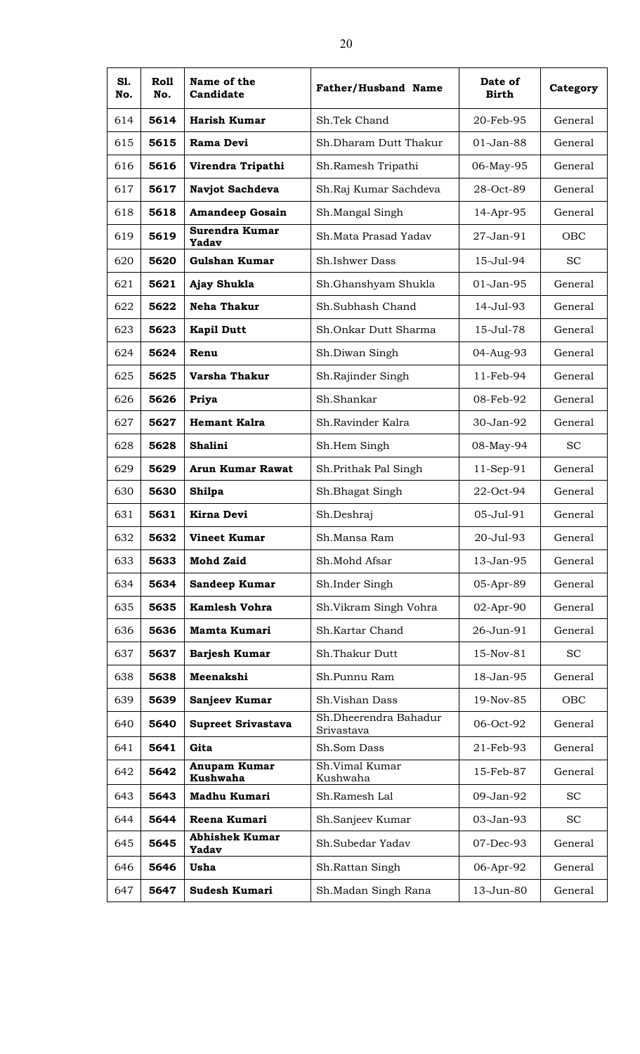| Sl. No. | Roll No. | Name of the Candidate | Father/Husband Name | Date of Birth | Category |
|---|---|---|---|---|---|
| 614 | **5614** | **Harish Kumar** | Sh.Tek Chand | 20-Feb-95 | General |
| 615 | **5615** | **Rama Devi** | Sh.Dharam Dutt Thakur | 01-Jan-88 | General |
| 616 | **5616** | **Virendra Tripathi** | Sh.Ramesh Tripathi | 06-May-95 | General |
| 617 | **5617** | **Navjot Sachdeva** | Sh.Raj Kumar Sachdeva | 28-Oct-89 | General |
| 618 | **5618** | **Amandeep Gosain** | Sh.Mangal Singh | 14-Apr-95 | General |
| 619 | **5619** | **Surendra Kumar Yadav** | Sh.Mata Prasad Yadav | 27-Jan-91 | OBC |
| 620 | **5620** | **Gulshan Kumar** | Sh.Ishwer Dass | 15-Jul-94 | SC |
| 621 | **5621** | **Ajay Shukla** | Sh.Ghanshyam Shukla | 01-Jan-95 | General |
| 622 | **5622** | **Neha Thakur** | Sh.Subhash Chand | 14-Jul-93 | General |
| 623 | **5623** | **Kapil Dutt** | Sh.Onkar Dutt Sharma | 15-Jul-78 | General |
| 624 | **5624** | **Renu** | Sh.Diwan Singh | 04-Aug-93 | General |
| 625 | **5625** | **Varsha Thakur** | Sh.Rajinder Singh | 11-Feb-94 | General |
| 626 | **5626** | **Priya** | Sh.Shankar | 08-Feb-92 | General |
| 627 | **5627** | **Hemant Kalra** | Sh.Ravinder Kalra | 30-Jan-92 | General |
| 628 | **5628** | **Shalini** | Sh.Hem Singh | 08-May-94 | SC |
| 629 | **5629** | **Arun Kumar Rawat** | Sh.Prithak Pal Singh | 11-Sep-91 | General |
| 630 | **5630** | **Shilpa** | Sh.Bhagat Singh | 22-Oct-94 | General |
| 631 | **5631** | **Kirna Devi** | Sh.Deshraj | 05-Jul-91 | General |
| 632 | **5632** | **Vineet Kumar** | Sh.Mansa Ram | 20-Jul-93 | General |
| 633 | **5633** | **Mohd Zaid** | Sh.Mohd Afsar | 13-Jan-95 | General |
| 634 | **5634** | **Sandeep Kumar** | Sh.Inder Singh | 05-Apr-89 | General |
| 635 | **5635** | **Kamlesh Vohra** | Sh.Vikram Singh Vohra | 02-Apr-90 | General |
| 636 | **5636** | **Mamta Kumari** | Sh.Kartar Chand | 26-Jun-91 | General |
| 637 | **5637** | **Barjesh Kumar** | Sh.Thakur Dutt | 15-Nov-81 | SC |
| 638 | **5638** | **Meenakshi** | Sh.Punnu Ram | 18-Jan-95 | General |
| 639 | **5639** | **Sanjeev Kumar** | Sh.Vishan Dass | 19-Nov-85 | OBC |
| 640 | **5640** | **Supreet Srivastava** | Sh.Dheerendra Bahadur Srivastava | 06-Oct-92 | General |
| 641 | **5641** | **Gita** | Sh.Som Dass | 21-Feb-93 | General |
| 642 | **5642** | **Anupam Kumar Kushwaha** | Sh.Vimal Kumar Kushwaha | 15-Feb-87 | General |
| 643 | **5643** | **Madhu Kumari** | Sh.Ramesh Lal | 09-Jan-92 | SC |
| 644 | **5644** | **Reena Kumari** | Sh.Sanjeev Kumar | 03-Jan-93 | SC |
| 645 | **5645** | **Abhishek Kumar Yadav** | Sh.Subedar Yadav | 07-Dec-93 | General |
| 646 | **5646** | **Usha** | Sh.Rattan Singh | 06-Apr-92 | General |
| 647 | **5647** | **Sudesh Kumari** | Sh.Madan Singh Rana | 13-Jun-80 | General |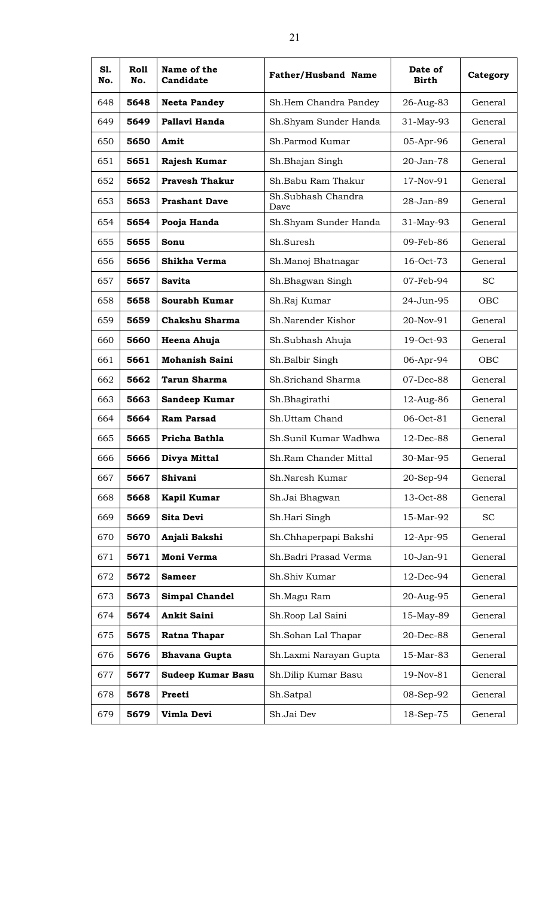| Sl. No. | Roll No. | Name of the Candidate | Father/Husband Name | Date of Birth | Category |
|---|---|---|---|---|---|
| 648 | **5648** | **Neeta Pandey** | Sh.Hem Chandra Pandey | 26-Aug-83 | General |
| 649 | **5649** | **Pallavi Handa** | Sh.Shyam Sunder Handa | 31-May-93 | General |
| 650 | **5650** | **Amit** | Sh.Parmod Kumar | 05-Apr-96 | General |
| 651 | **5651** | **Rajesh Kumar** | Sh.Bhajan Singh | 20-Jan-78 | General |
| 652 | **5652** | **Pravesh Thakur** | Sh.Babu Ram Thakur | 17-Nov-91 | General |
| 653 | **5653** | **Prashant Dave** | Sh.Subhash Chandra Dave | 28-Jan-89 | General |
| 654 | **5654** | **Pooja Handa** | Sh.Shyam Sunder Handa | 31-May-93 | General |
| 655 | **5655** | **Sonu** | Sh.Suresh | 09-Feb-86 | General |
| 656 | **5656** | **Shikha Verma** | Sh.Manoj Bhatnagar | 16-Oct-73 | General |
| 657 | **5657** | **Savita** | Sh.Bhagwan Singh | 07-Feb-94 | SC |
| 658 | **5658** | **Sourabh Kumar** | Sh.Raj Kumar | 24-Jun-95 | OBC |
| 659 | **5659** | **Chakshu Sharma** | Sh.Narender Kishor | 20-Nov-91 | General |
| 660 | **5660** | **Heena Ahuja** | Sh.Subhash Ahuja | 19-Oct-93 | General |
| 661 | **5661** | **Mohanish Saini** | Sh.Balbir Singh | 06-Apr-94 | OBC |
| 662 | **5662** | **Tarun Sharma** | Sh.Srichand Sharma | 07-Dec-88 | General |
| 663 | **5663** | **Sandeep Kumar** | Sh.Bhagirathi | 12-Aug-86 | General |
| 664 | **5664** | **Ram Parsad** | Sh.Uttam Chand | 06-Oct-81 | General |
| 665 | **5665** | **Pricha Bathla** | Sh.Sunil Kumar Wadhwa | 12-Dec-88 | General |
| 666 | **5666** | **Divya Mittal** | Sh.Ram Chander Mittal | 30-Mar-95 | General |
| 667 | **5667** | **Shivani** | Sh.Naresh Kumar | 20-Sep-94 | General |
| 668 | **5668** | **Kapil Kumar** | Sh.Jai Bhagwan | 13-Oct-88 | General |
| 669 | **5669** | **Sita Devi** | Sh.Hari Singh | 15-Mar-92 | SC |
| 670 | **5670** | **Anjali Bakshi** | Sh.Chhaperpapi Bakshi | 12-Apr-95 | General |
| 671 | **5671** | **Moni Verma** | Sh.Badri Prasad Verma | 10-Jan-91 | General |
| 672 | **5672** | **Sameer** | Sh.Shiv Kumar | 12-Dec-94 | General |
| 673 | **5673** | **Simpal Chandel** | Sh.Magu Ram | 20-Aug-95 | General |
| 674 | **5674** | **Ankit Saini** | Sh.Roop Lal Saini | 15-May-89 | General |
| 675 | **5675** | **Ratna Thapar** | Sh.Sohan Lal Thapar | 20-Dec-88 | General |
| 676 | **5676** | **Bhavana Gupta** | Sh.Laxmi Narayan Gupta | 15-Mar-83 | General |
| 677 | **5677** | **Sudeep Kumar Basu** | Sh.Dilip Kumar Basu | 19-Nov-81 | General |
| 678 | **5678** | **Preeti** | Sh.Satpal | 08-Sep-92 | General |
| 679 | **5679** | **Vimla Devi** | Sh.Jai Dev | 18-Sep-75 | General |